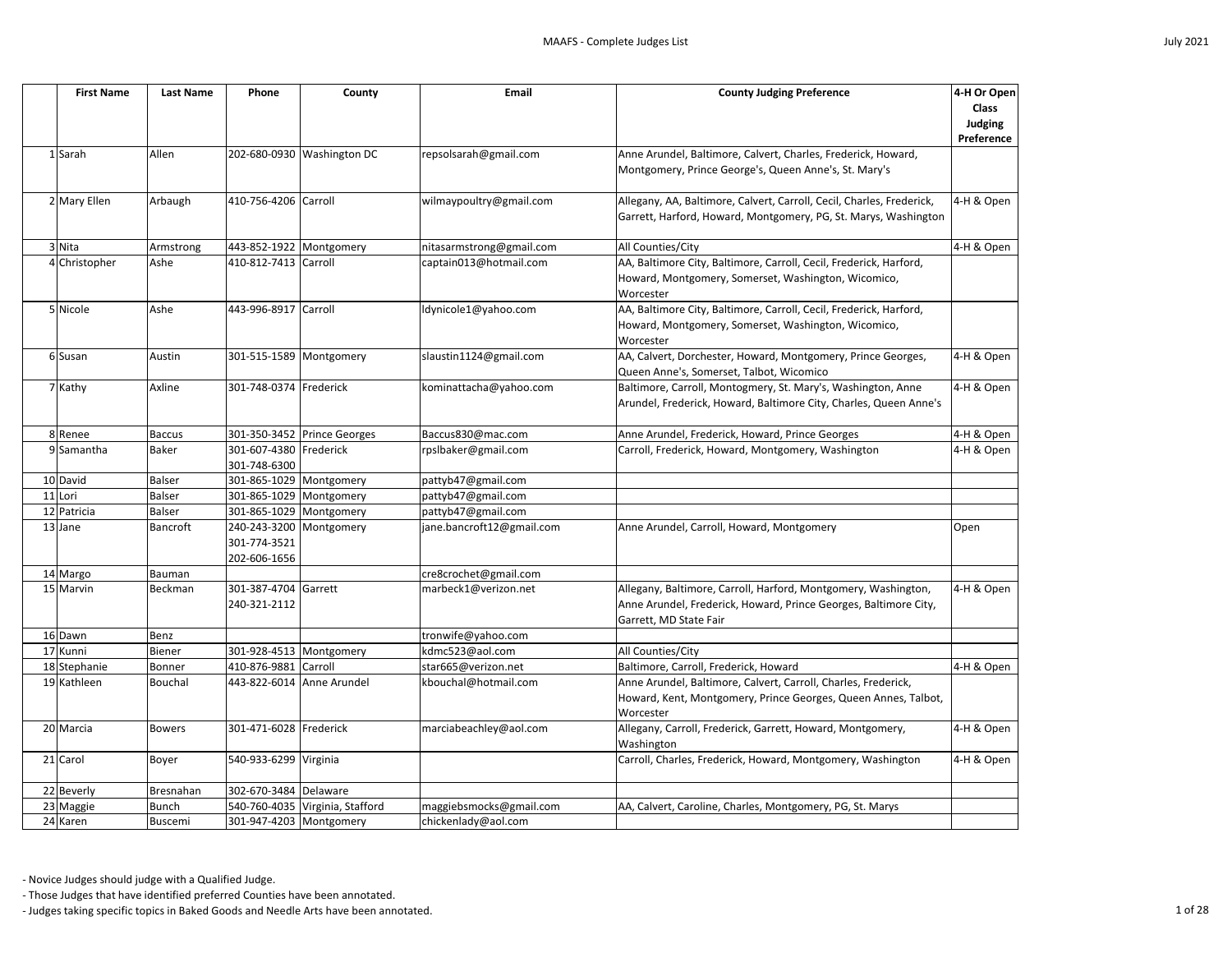# MAAFS - Complete Judges List

|  | First Name | Last Name | Phone | County | Email | County Judging Preference | 4-H Or Open Class Judging Preference |
|---|---|---|---|---|---|---|---|
| 1 | Sarah | Allen | 202-680-0930 | Washington DC | repsolsarah@gmail.com | Anne Arundel, Baltimore, Calvert, Charles, Frederick, Howard, Montgomery, Prince George's, Queen Anne's, St. Mary's |  |
| 2 | Mary Ellen | Arbaugh | 410-756-4206 | Carroll | wilmaypoultry@gmail.com | Allegany, AA, Baltimore, Calvert, Carroll, Cecil, Charles, Frederick, Garrett, Harford, Howard, Montgomery, PG, St. Marys, Washington | 4-H & Open |
| 3 | Nita | Armstrong | 443-852-1922 | Montgomery | nitasarmstrong@gmail.com | All Counties/City | 4-H & Open |
| 4 | Christopher | Ashe | 410-812-7413 | Carroll | captain013@hotmail.com | AA, Baltimore City, Baltimore, Carroll, Cecil, Frederick, Harford, Howard, Montgomery, Somerset, Washington, Wicomico, Worcester |  |
| 5 | Nicole | Ashe | 443-996-8917 | Carroll | ldynicole1@yahoo.com | AA, Baltimore City, Baltimore, Carroll, Cecil, Frederick, Harford, Howard, Montgomery, Somerset, Washington, Wicomico, Worcester |  |
| 6 | Susan | Austin | 301-515-1589 | Montgomery | slaustin1124@gmail.com | AA, Calvert, Dorchester, Howard, Montgomery, Prince Georges, Queen Anne's, Somerset, Talbot, Wicomico | 4-H & Open |
| 7 | Kathy | Axline | 301-748-0374 | Frederick | kominattacha@yahoo.com | Baltimore, Carroll, Montogmery, St. Mary's, Washington, Anne Arundel, Frederick, Howard, Baltimore City, Charles, Queen Anne's | 4-H & Open |
| 8 | Renee | Baccus | 301-350-3452 | Prince Georges | Baccus830@mac.com | Anne Arundel, Frederick, Howard, Prince Georges | 4-H & Open |
| 9 | Samantha | Baker | 301-607-4380<br>301-748-6300 | Frederick | rpslbaker@gmail.com | Carroll, Frederick, Howard, Montgomery, Washington | 4-H & Open |
| 10 | David | Balser | 301-865-1029 | Montgomery | pattyb47@gmail.com |  |  |
| 11 | Lori | Balser | 301-865-1029 | Montgomery | pattyb47@gmail.com |  |  |
| 12 | Patricia | Balser | 301-865-1029 | Montgomery | pattyb47@gmail.com |  |  |
| 13 | Jane | Bancroft | 240-243-3200<br>301-774-3521<br>202-606-1656 | Montgomery | jane.bancroft12@gmail.com | Anne Arundel, Carroll, Howard, Montgomery | Open |
| 14 | Margo | Bauman |  |  | cre8crochet@gmail.com |  |  |
| 15 | Marvin | Beckman | 301-387-4704<br>240-321-2112 | Garrett | marbeck1@verizon.net | Allegany, Baltimore, Carroll, Harford, Montgomery, Washington, Anne Arundel, Frederick, Howard, Prince Georges, Baltimore City, Garrett, MD State Fair | 4-H & Open |
| 16 | Dawn | Benz |  |  | tronwife@yahoo.com |  |  |
| 17 | Kunni | Biener | 301-928-4513 | Montgomery | kdmc523@aol.com | All Counties/City |  |
| 18 | Stephanie | Bonner | 410-876-9881 | Carroll | star665@verizon.net | Baltimore, Carroll, Frederick, Howard | 4-H & Open |
| 19 | Kathleen | Bouchal | 443-822-6014 | Anne Arundel | kbouchal@hotmail.com | Anne Arundel, Baltimore, Calvert, Carroll, Charles, Frederick, Howard, Kent, Montgomery, Prince Georges, Queen Annes, Talbot, Worcester |  |
| 20 | Marcia | Bowers | 301-471-6028 | Frederick | marciabeachley@aol.com | Allegany, Carroll, Frederick, Garrett, Howard, Montgomery, Washington | 4-H & Open |
| 21 | Carol | Boyer | 540-933-6299 | Virginia |  | Carroll, Charles, Frederick, Howard, Montgomery, Washington | 4-H & Open |
| 22 | Beverly | Bresnahan | 302-670-3484 | Delaware |  |  |  |
| 23 | Maggie | Bunch | 540-760-4035 | Virginia, Stafford | maggiebsmocks@gmail.com | AA, Calvert, Caroline, Charles, Montgomery, PG, St. Marys |  |
| 24 | Karen | Buscemi | 301-947-4203 | Montgomery | chickenlady@aol.com |  |  |

- Novice Judges should judge with a Qualified Judge.
- Those Judges that have identified preferred Counties have been annotated.
- Judges taking specific topics in Baked Goods and Needle Arts have been annotated.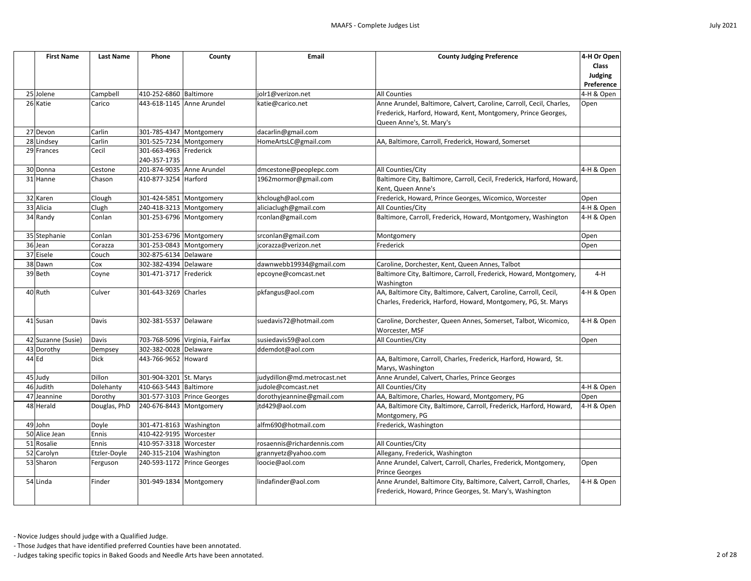| | First Name | Last Name | Phone | County | Email | County Judging Preference | 4-H Or Open Class Judging Preference |
|---|---|---|---|---|---|---|---|
| 25 | Jolene | Campbell | 410-252-6860 | Baltimore | jolr1@verizon.net | All Counties | 4-H & Open |
| 26 | Katie | Carico | 443-618-1145 | Anne Arundel | katie@carico.net | Anne Arundel, Baltimore, Calvert, Caroline, Carroll, Cecil, Charles, Frederick, Harford, Howard, Kent, Montgomery, Prince Georges, Queen Anne's, St. Mary's | Open |
| 27 | Devon | Carlin | 301-785-4347 | Montgomery | dacarlin@gmail.com | | |
| 28 | Lindsey | Carlin | 301-525-7234 | Montgomery | HomeArtsLC@gmail.com | AA, Baltimore, Carroll, Frederick, Howard, Somerset | |
| 29 | Frances | Cecil | 301-663-4963 240-357-1735 | Frederick | | | |
| 30 | Donna | Cestone | 201-874-9035 | Anne Arundel | dmcestone@peoplepc.com | All Counties/City | 4-H & Open |
| 31 | Hanne | Chason | 410-877-3254 | Harford | 1962mormor@gmail.com | Baltimore City, Baltimore, Carroll, Cecil, Frederick, Harford, Howard, Kent, Queen Anne's | |
| 32 | Karen | Clough | 301-424-5851 | Montgomery | khclough@aol.com | Frederick, Howard, Prince Georges, Wicomico, Worcester | Open |
| 33 | Alicia | Clugh | 240-418-3213 | Montgomery | aliciaclugh@gmail.com | All Counties/City | 4-H & Open |
| 34 | Randy | Conlan | 301-253-6796 | Montgomery | rconlan@gmail.com | Baltimore, Carroll, Frederick, Howard, Montgomery, Washington | 4-H & Open |
| 35 | Stephanie | Conlan | 301-253-6796 | Montgomery | srconlan@gmail.com | Montgomery | Open |
| 36 | Jean | Corazza | 301-253-0843 | Montgomery | jcorazza@verizon.net | Frederick | Open |
| 37 | Eisele | Couch | 302-875-6134 | Delaware | | | |
| 38 | Dawn | Cox | 302-382-4394 | Delaware | dawnwebb19934@gmail.com | Caroline, Dorchester, Kent, Queen Annes, Talbot | |
| 39 | Beth | Coyne | 301-471-3717 | Frederick | epcoyne@comcast.net | Baltimore City, Baltimore, Carroll, Frederick, Howard, Montgomery, Washington | 4-H |
| 40 | Ruth | Culver | 301-643-3269 | Charles | pkfangus@aol.com | AA, Baltimore City, Baltimore, Calvert, Caroline, Carroll, Cecil, Charles, Frederick, Harford, Howard, Montgomery, PG, St. Marys | 4-H & Open |
| 41 | Susan | Davis | 302-381-5537 | Delaware | suedavis72@hotmail.com | Caroline, Dorchester, Queen Annes, Somerset, Talbot, Wicomico, Worcester, MSF | 4-H & Open |
| 42 | Suzanne (Susie) | Davis | 703-768-5096 | Virginia, Fairfax | susiedavis59@aol.com | All Counties/City | Open |
| 43 | Dorothy | Dempsey | 302-382-0028 | Delaware | ddemdot@aol.com | | |
| 44 | Ed | Dick | 443-766-9652 | Howard | | AA, Baltimore, Carroll, Charles, Frederick, Harford, Howard, St. Marys, Washington | |
| 45 | Judy | Dillon | 301-904-3201 | St. Marys | judydillon@md.metrocast.net | Anne Arundel, Calvert, Charles, Prince Georges | |
| 46 | Judith | Dolehanty | 410-663-5443 | Baltimore | judole@comcast.net | All Counties/City | 4-H & Open |
| 47 | Jeannine | Dorothy | 301-577-3103 | Prince Georges | dorothyjeannine@gmail.com | AA, Baltimore, Charles, Howard, Montgomery, PG | Open |
| 48 | Herald | Douglas, PhD | 240-676-8443 | Montgomery | jtd429@aol.com | AA, Baltimore City, Baltimore, Carroll, Frederick, Harford, Howard, Montgomery, PG | 4-H & Open |
| 49 | John | Doyle | 301-471-8163 | Washington | alfm690@hotmail.com | Frederick, Washington | |
| 50 | Alice Jean | Ennis | 410-422-9195 | Worcester | | | |
| 51 | Rosalie | Ennis | 410-957-3318 | Worcester | rosaennis@richardennis.com | All Counties/City | |
| 52 | Carolyn | Etzler-Doyle | 240-315-2104 | Washington | grannyetz@yahoo.com | Allegany, Frederick, Washington | |
| 53 | Sharon | Ferguson | 240-593-1172 | Prince Georges | loocie@aol.com | Anne Arundel, Calvert, Carroll, Charles, Frederick, Montgomery, Prince Georges | Open |
| 54 | Linda | Finder | 301-949-1834 | Montgomery | lindafinder@aol.com | Anne Arundel, Baltimore City, Baltimore, Calvert, Carroll, Charles, Frederick, Howard, Prince Georges, St. Mary's, Washington | 4-H & Open |

- Novice Judges should judge with a Qualified Judge.
- Those Judges that have identified preferred Counties have been annotated.
- Judges taking specific topics in Baked Goods and Needle Arts have been annotated.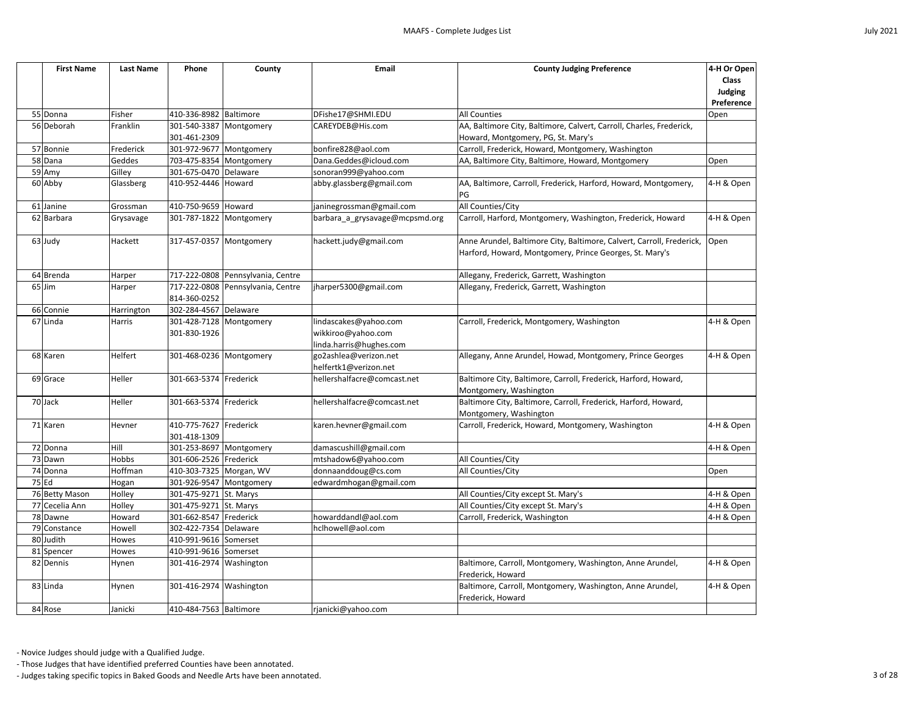| | First Name | Last Name | Phone | County | Email | County Judging Preference | 4-H Or Open Class Judging Preference |
|---|---|---|---|---|---|---|---|
| 55 | Donna | Fisher | 410-336-8982 | Baltimore | DFishe17@SHMI.EDU | All Counties | Open |
| 56 | Deborah | Franklin | 301-540-3387 301-461-2309 | Montgomery | CAREYDEB@His.com | AA, Baltimore City, Baltimore, Calvert, Carroll, Charles, Frederick, Howard, Montgomery, PG, St. Mary's | |
| 57 | Bonnie | Frederick | 301-972-9677 | Montgomery | bonfire828@aol.com | Carroll, Frederick, Howard, Montgomery, Washington | |
| 58 | Dana | Geddes | 703-475-8354 | Montgomery | Dana.Geddes@icloud.com | AA, Baltimore City, Baltimore, Howard, Montgomery | Open |
| 59 | Amy | Gilley | 301-675-0470 | Delaware | sonoran999@yahoo.com | | |
| 60 | Abby | Glassberg | 410-952-4446 | Howard | abby.glassberg@gmail.com | AA, Baltimore, Carroll, Frederick, Harford, Howard, Montgomery, PG | 4-H & Open |
| 61 | Janine | Grossman | 410-750-9659 | Howard | janinegrossman@gmail.com | All Counties/City | |
| 62 | Barbara | Grysavage | 301-787-1822 | Montgomery | barbara_a_grysavage@mcpsmd.org | Carroll, Harford, Montgomery, Washington, Frederick, Howard | 4-H & Open |
| 63 | Judy | Hackett | 317-457-0357 | Montgomery | hackett.judy@gmail.com | Anne Arundel, Baltimore City, Baltimore, Calvert, Carroll, Frederick, Harford, Howard, Montgomery, Prince Georges, St. Mary's | Open |
| 64 | Brenda | Harper | 717-222-0808 | Pennsylvania, Centre | | Allegany, Frederick, Garrett, Washington | |
| 65 | Jim | Harper | 717-222-0808 814-360-0252 | Pennsylvania, Centre | jharper5300@gmail.com | Allegany, Frederick, Garrett, Washington | |
| 66 | Connie | Harrington | 302-284-4567 | Delaware | | | |
| 67 | Linda | Harris | 301-428-7128 301-830-1926 | Montgomery | lindascakes@yahoo.com wikkiroo@yahoo.com linda.harris@hughes.com | Carroll, Frederick, Montgomery, Washington | 4-H & Open |
| 68 | Karen | Helfert | 301-468-0236 | Montgomery | go2ashlea@verizon.net helfertk1@verizon.net | Allegany, Anne Arundel, Howad, Montgomery, Prince Georges | 4-H & Open |
| 69 | Grace | Heller | 301-663-5374 | Frederick | hellershalfacre@comcast.net | Baltimore City, Baltimore, Carroll, Frederick, Harford, Howard, Montgomery, Washington | |
| 70 | Jack | Heller | 301-663-5374 | Frederick | hellershalfacre@comcast.net | Baltimore City, Baltimore, Carroll, Frederick, Harford, Howard, Montgomery, Washington | |
| 71 | Karen | Hevner | 410-775-7627 301-418-1309 | Frederick | karen.hevner@gmail.com | Carroll, Frederick, Howard, Montgomery, Washington | 4-H & Open |
| 72 | Donna | Hill | 301-253-8697 | Montgomery | damascushill@gmail.com | | 4-H & Open |
| 73 | Dawn | Hobbs | 301-606-2526 | Frederick | mtshadow6@yahoo.com | All Counties/City | |
| 74 | Donna | Hoffman | 410-303-7325 | Morgan, WV | donnaanddoug@cs.com | All Counties/City | Open |
| 75 | Ed | Hogan | 301-926-9547 | Montgomery | edwardmhogan@gmail.com | | |
| 76 | Betty Mason | Holley | 301-475-9271 | St. Marys | | All Counties/City except St. Mary's | 4-H & Open |
| 77 | Cecelia Ann | Holley | 301-475-9271 | St. Marys | | All Counties/City except St. Mary's | 4-H & Open |
| 78 | Dawne | Howard | 301-662-8547 | Frederick | howarddandl@aol.com | Carroll, Frederick, Washington | 4-H & Open |
| 79 | Constance | Howell | 302-422-7354 | Delaware | hclhowell@aol.com | | |
| 80 | Judith | Howes | 410-991-9616 | Somerset | | | |
| 81 | Spencer | Howes | 410-991-9616 | Somerset | | | |
| 82 | Dennis | Hynen | 301-416-2974 | Washington | | Baltimore, Carroll, Montgomery, Washington, Anne Arundel, Frederick, Howard | 4-H & Open |
| 83 | Linda | Hynen | 301-416-2974 | Washington | | Baltimore, Carroll, Montgomery, Washington, Anne Arundel, Frederick, Howard | 4-H & Open |
| 84 | Rose | Janicki | 410-484-7563 | Baltimore | rjanicki@yahoo.com | | |

- Novice Judges should judge with a Qualified Judge.
- Those Judges that have identified preferred Counties have been annotated.
- Judges taking specific topics in Baked Goods and Needle Arts have been annotated.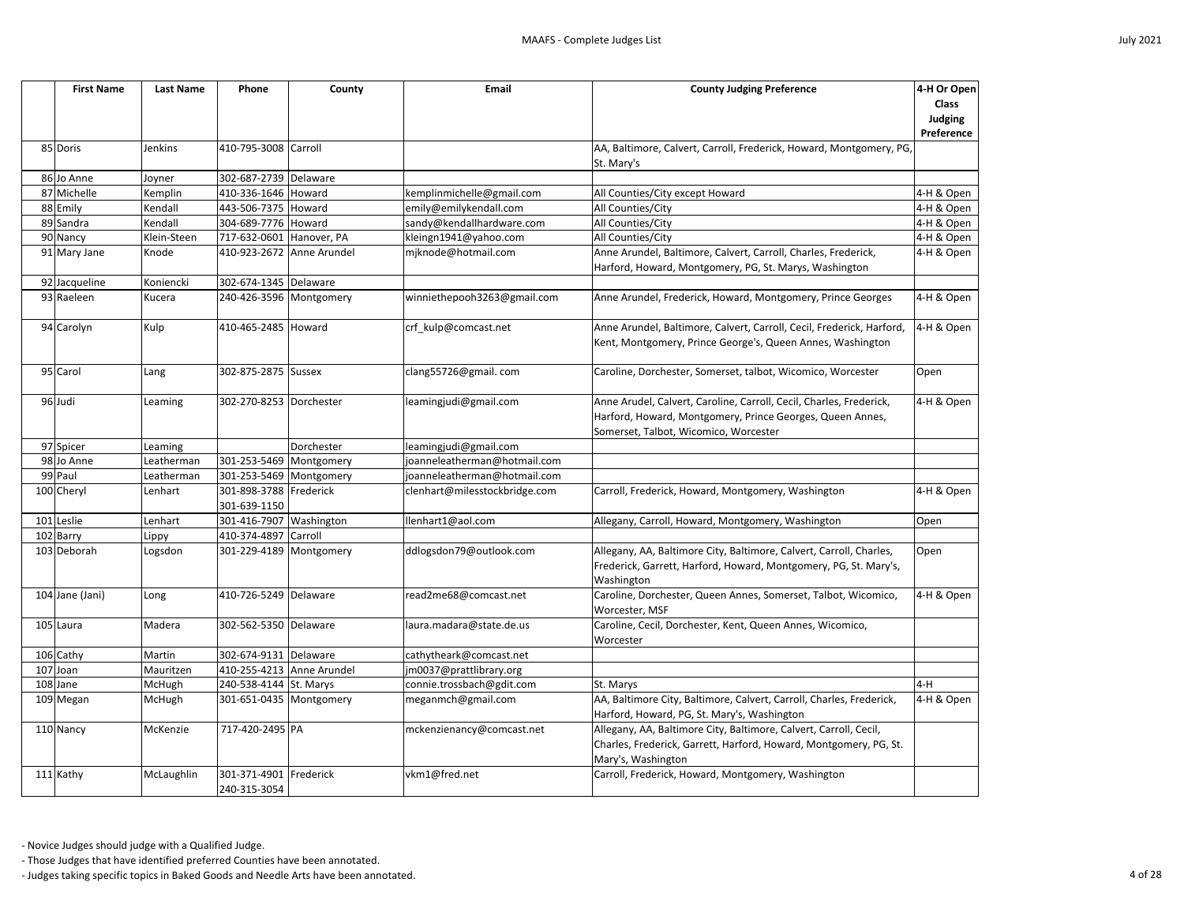| | First Name | Last Name | Phone | County | Email | County Judging Preference | 4-H Or Open Class Judging Preference |
|---|---|---|---|---|---|---|---|
| 85 | Doris | Jenkins | 410-795-3008 | Carroll | | AA, Baltimore, Calvert, Carroll, Frederick, Howard, Montgomery, PG, St. Mary's | |
| 86 | Jo Anne | Joyner | 302-687-2739 | Delaware | | | |
| 87 | Michelle | Kemplin | 410-336-1646 | Howard | kemplinmichelle@gmail.com | All Counties/City except Howard | 4-H & Open |
| 88 | Emily | Kendall | 443-506-7375 | Howard | emily@emilykendall.com | All Counties/City | 4-H & Open |
| 89 | Sandra | Kendall | 304-689-7776 | Howard | sandy@kendallhardware.com | All Counties/City | 4-H & Open |
| 90 | Nancy | Klein-Steen | 717-632-0601 | Hanover, PA | kleingn1941@yahoo.com | All Counties/City | 4-H & Open |
| 91 | Mary Jane | Knode | 410-923-2672 | Anne Arundel | mjknode@hotmail.com | Anne Arundel, Baltimore, Calvert, Carroll, Charles, Frederick, Harford, Howard, Montgomery, PG, St. Marys, Washington | 4-H & Open |
| 92 | Jacqueline | Koniencki | 302-674-1345 | Delaware | | | |
| 93 | Raeleen | Kucera | 240-426-3596 | Montgomery | winniethepooh3263@gmail.com | Anne Arundel, Frederick, Howard, Montgomery, Prince Georges | 4-H & Open |
| 94 | Carolyn | Kulp | 410-465-2485 | Howard | crf_kulp@comcast.net | Anne Arundel, Baltimore, Calvert, Carroll, Cecil, Frederick, Harford, Kent, Montgomery, Prince George's, Queen Annes, Washington | 4-H & Open |
| 95 | Carol | Lang | 302-875-2875 | Sussex | clang55726@gmail. com | Caroline, Dorchester, Somerset, talbot, Wicomico, Worcester | Open |
| 96 | Judi | Leaming | 302-270-8253 | Dorchester | leamingjudi@gmail.com | Anne Arudel, Calvert, Caroline, Carroll, Cecil, Charles, Frederick, Harford, Howard, Montgomery, Prince Georges, Queen Annes, Somerset, Talbot, Wicomico, Worcester | 4-H & Open |
| 97 | Spicer | Leaming | | Dorchester | leamingjudi@gmail.com | | |
| 98 | Jo Anne | Leatherman | 301-253-5469 | Montgomery | joanneleatherman@hotmail.com | | |
| 99 | Paul | Leatherman | 301-253-5469 | Montgomery | joanneleatherman@hotmail.com | | |
| 100 | Cheryl | Lenhart | 301-898-3788 301-639-1150 | Frederick | clenhart@milesstockbridge.com | Carroll, Frederick, Howard, Montgomery, Washington | 4-H & Open |
| 101 | Leslie | Lenhart | 301-416-7907 | Washington | llenhart1@aol.com | Allegany, Carroll, Howard, Montgomery, Washington | Open |
| 102 | Barry | Lippy | 410-374-4897 | Carroll | | | |
| 103 | Deborah | Logsdon | 301-229-4189 | Montgomery | ddlogsdon79@outlook.com | Allegany, AA, Baltimore City, Baltimore, Calvert, Carroll, Charles, Frederick, Garrett, Harford, Howard, Montgomery, PG, St. Mary's, Washington | Open |
| 104 | Jane (Jani) | Long | 410-726-5249 | Delaware | read2me68@comcast.net | Caroline, Dorchester, Queen Annes, Somerset, Talbot, Wicomico, Worcester, MSF | 4-H & Open |
| 105 | Laura | Madera | 302-562-5350 | Delaware | laura.madara@state.de.us | Caroline, Cecil, Dorchester, Kent, Queen Annes, Wicomico, Worcester | |
| 106 | Cathy | Martin | 302-674-9131 | Delaware | cathytheark@comcast.net | | |
| 107 | Joan | Mauritzen | 410-255-4213 | Anne Arundel | jm0037@prattlibrary.org | | |
| 108 | Jane | McHugh | 240-538-4144 | St. Marys | connie.trossbach@gdit.com | St. Marys | 4-H |
| 109 | Megan | McHugh | 301-651-0435 | Montgomery | meganmch@gmail.com | AA, Baltimore City, Baltimore, Calvert, Carroll, Charles, Frederick, Harford, Howard, PG, St. Mary's, Washington | 4-H & Open |
| 110 | Nancy | McKenzie | 717-420-2495 | PA | mckenzienancy@comcast.net | Allegany, AA, Baltimore City, Baltimore, Calvert, Carroll, Cecil, Charles, Frederick, Garrett, Harford, Howard, Montgomery, PG, St. Mary's, Washington | |
| 111 | Kathy | McLaughlin | 301-371-4901 240-315-3054 | Frederick | vkm1@fred.net | Carroll, Frederick, Howard, Montgomery, Washington | |

- Novice Judges should judge with a Qualified Judge.
- Those Judges that have identified preferred Counties have been annotated.
- Judges taking specific topics in Baked Goods and Needle Arts have been annotated.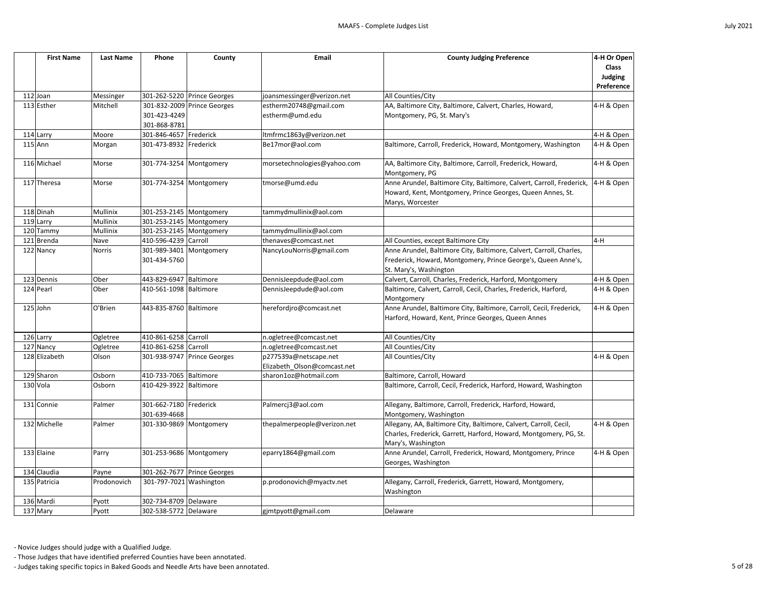| | First Name | Last Name | Phone | County | Email | County Judging Preference | 4-H Or Open Class Judging Preference |
|---|---|---|---|---|---|---|---|
| 112 | Joan | Messinger | 301-262-5220 | Prince Georges | joansmessinger@verizon.net | All Counties/City | |
| 113 | Esther | Mitchell | 301-832-2009 301-423-4249 301-868-8781 | Prince Georges | estherm20748@gmail.com estherm@umd.edu | AA, Baltimore City, Baltimore, Calvert, Charles, Howard, Montgomery, PG, St. Mary's | 4-H & Open |
| 114 | Larry | Moore | 301-846-4657 | Frederick | ltmfrmc1863y@verizon.net | | 4-H & Open |
| 115 | Ann | Morgan | 301-473-8932 | Frederick | Be17mor@aol.com | Baltimore, Carroll, Frederick, Howard, Montgomery, Washington | 4-H & Open |
| 116 | Michael | Morse | 301-774-3254 | Montgomery | morsetechnologies@yahoo.com | AA, Baltimore City, Baltimore, Carroll, Frederick, Howard, Montgomery, PG | 4-H & Open |
| 117 | Theresa | Morse | 301-774-3254 | Montgomery | tmorse@umd.edu | Anne Arundel, Baltimore City, Baltimore, Calvert, Carroll, Frederick, Howard, Kent, Montgomery, Prince Georges, Queen Annes, St. Marys, Worcester | 4-H & Open |
| 118 | Dinah | Mullinix | 301-253-2145 | Montgomery | tammydmullinix@aol.com | | |
| 119 | Larry | Mullinix | 301-253-2145 | Montgomery | | | |
| 120 | Tammy | Mullinix | 301-253-2145 | Montgomery | tammydmullinix@aol.com | | |
| 121 | Brenda | Nave | 410-596-4239 | Carroll | thenaves@comcast.net | All Counties, except Baltimore City | 4-H |
| 122 | Nancy | Norris | 301-989-3401 301-434-5760 | Montgomery | NancyLouNorris@gmail.com | Anne Arundel, Baltimore City, Baltimore, Calvert, Carroll, Charles, Frederick, Howard, Montgomery, Prince George's, Queen Anne's, St. Mary's, Washington | |
| 123 | Dennis | Ober | 443-829-6947 | Baltimore | DennisJeepdude@aol.com | Calvert, Carroll, Charles, Frederick, Harford, Montgomery | 4-H & Open |
| 124 | Pearl | Ober | 410-561-1098 | Baltimore | DennisJeepdude@aol.com | Baltimore, Calvert, Carroll, Cecil, Charles, Frederick, Harford, Montgomery | 4-H & Open |
| 125 | John | O'Brien | 443-835-8760 | Baltimore | herefordjro@comcast.net | Anne Arundel, Baltimore City, Baltimore, Carroll, Cecil, Frederick, Harford, Howard, Kent, Prince Georges, Queen Annes | 4-H & Open |
| 126 | Larry | Ogletree | 410-861-6258 | Carroll | n.ogletree@comcast.net | All Counties/City | |
| 127 | Nancy | Ogletree | 410-861-6258 | Carroll | n.ogletree@comcast.net | All Counties/City | |
| 128 | Elizabeth | Olson | 301-938-9747 | Prince Georges | p277539a@netscape.net Elizabeth_Olson@comcast.net | All Counties/City | 4-H & Open |
| 129 | Sharon | Osborn | 410-733-7065 | Baltimore | sharon1oz@hotmail.com | Baltimore, Carroll, Howard | |
| 130 | Vola | Osborn | 410-429-3922 | Baltimore | | Baltimore, Carroll, Cecil, Frederick, Harford, Howard, Washington | |
| 131 | Connie | Palmer | 301-662-7180 301-639-4668 | Frederick | Palmercj3@aol.com | Allegany, Baltimore, Carroll, Frederick, Harford, Howard, Montgomery, Washington | |
| 132 | Michelle | Palmer | 301-330-9869 | Montgomery | thepalmerpeople@verizon.net | Allegany, AA, Baltimore City, Baltimore, Calvert, Carroll, Cecil, Charles, Frederick, Garrett, Harford, Howard, Montgomery, PG, St. Mary's, Washington | 4-H & Open |
| 133 | Elaine | Parry | 301-253-9686 | Montgomery | eparry1864@gmail.com | Anne Arundel, Carroll, Frederick, Howard, Montgomery, Prince Georges, Washington | 4-H & Open |
| 134 | Claudia | Payne | 301-262-7677 | Prince Georges | | | |
| 135 | Patricia | Prodonovich | 301-797-7021 | Washington | p.prodonovich@myactv.net | Allegany, Carroll, Frederick, Garrett, Howard, Montgomery, Washington | |
| 136 | Mardi | Pyott | 302-734-8709 | Delaware | | | |
| 137 | Mary | Pyott | 302-538-5772 | Delaware | gjmtpyott@gmail.com | Delaware | |

- Novice Judges should judge with a Qualified Judge.
- Those Judges that have identified preferred Counties have been annotated.
- Judges taking specific topics in Baked Goods and Needle Arts have been annotated.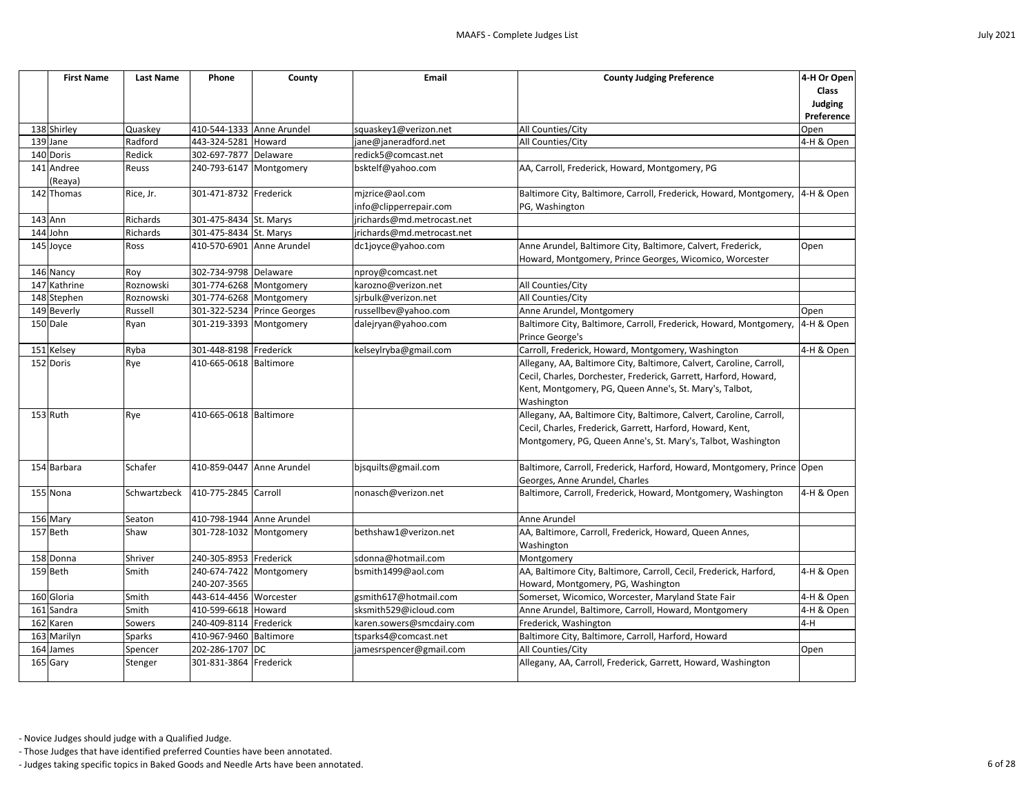| | First Name | Last Name | Phone | County | Email | County Judging Preference | 4-H Or Open Class Judging Preference |
|---|---|---|---|---|---|---|---|
| 138 | Shirley | Quaskey | 410-544-1333 | Anne Arundel | squaskey1@verizon.net | All Counties/City | Open |
| 139 | Jane | Radford | 443-324-5281 | Howard | jane@janeradford.net | All Counties/City | 4-H & Open |
| 140 | Doris | Redick | 302-697-7877 | Delaware | redick5@comcast.net | | |
| 141 | Andree (Reaya) | Reuss | 240-793-6147 | Montgomery | bsktelf@yahoo.com | AA, Carroll, Frederick, Howard, Montgomery, PG | |
| 142 | Thomas | Rice, Jr. | 301-471-8732 | Frederick | mjzrice@aol.com info@clipperrepair.com | Baltimore City, Baltimore, Carroll, Frederick, Howard, Montgomery, PG, Washington | 4-H & Open |
| 143 | Ann | Richards | 301-475-8434 | St. Marys | jrichards@md.metrocast.net | | |
| 144 | John | Richards | 301-475-8434 | St. Marys | jrichards@md.metrocast.net | | |
| 145 | Joyce | Ross | 410-570-6901 | Anne Arundel | dc1joyce@yahoo.com | Anne Arundel, Baltimore City, Baltimore, Calvert, Frederick, Howard, Montgomery, Prince Georges, Wicomico, Worcester | Open |
| 146 | Nancy | Roy | 302-734-9798 | Delaware | nproy@comcast.net | | |
| 147 | Kathrine | Roznowski | 301-774-6268 | Montgomery | karozno@verizon.net | All Counties/City | |
| 148 | Stephen | Roznowski | 301-774-6268 | Montgomery | sjrbulk@verizon.net | All Counties/City | |
| 149 | Beverly | Russell | 301-322-5234 | Prince Georges | russellbev@yahoo.com | Anne Arundel, Montgomery | Open |
| 150 | Dale | Ryan | 301-219-3393 | Montgomery | dalejryan@yahoo.com | Baltimore City, Baltimore, Carroll, Frederick, Howard, Montgomery, Prince George's | 4-H & Open |
| 151 | Kelsey | Ryba | 301-448-8198 | Frederick | kelseylryba@gmail.com | Carroll, Frederick, Howard, Montgomery, Washington | 4-H & Open |
| 152 | Doris | Rye | 410-665-0618 | Baltimore | | Allegany, AA, Baltimore City, Baltimore, Calvert, Caroline, Carroll, Cecil, Charles, Dorchester, Frederick, Garrett, Harford, Howard, Kent, Montgomery, PG, Queen Anne's, St. Mary's, Talbot, Washington | |
| 153 | Ruth | Rye | 410-665-0618 | Baltimore | | Allegany, AA, Baltimore City, Baltimore, Calvert, Caroline, Carroll, Cecil, Charles, Frederick, Garrett, Harford, Howard, Kent, Montgomery, PG, Queen Anne's, St. Mary's, Talbot, Washington | |
| 154 | Barbara | Schafer | 410-859-0447 | Anne Arundel | bjsquilts@gmail.com | Baltimore, Carroll, Frederick, Harford, Howard, Montgomery, Prince Georges, Anne Arundel, Charles | Open |
| 155 | Nona | Schwartzbeck | 410-775-2845 | Carroll | nonasch@verizon.net | Baltimore, Carroll, Frederick, Howard, Montgomery, Washington | 4-H & Open |
| 156 | Mary | Seaton | 410-798-1944 | Anne Arundel | | Anne Arundel | |
| 157 | Beth | Shaw | 301-728-1032 | Montgomery | bethshaw1@verizon.net | AA, Baltimore, Carroll, Frederick, Howard, Queen Annes, Washington | |
| 158 | Donna | Shriver | 240-305-8953 | Frederick | sdonna@hotmail.com | Montgomery | |
| 159 | Beth | Smith | 240-674-7422 240-207-3565 | Montgomery | bsmith1499@aol.com | AA, Baltimore City, Baltimore, Carroll, Cecil, Frederick, Harford, Howard, Montgomery, PG, Washington | 4-H & Open |
| 160 | Gloria | Smith | 443-614-4456 | Worcester | gsmith617@hotmail.com | Somerset, Wicomico, Worcester, Maryland State Fair | 4-H & Open |
| 161 | Sandra | Smith | 410-599-6618 | Howard | sksmith529@icloud.com | Anne Arundel, Baltimore, Carroll, Howard, Montgomery | 4-H & Open |
| 162 | Karen | Sowers | 240-409-8114 | Frederick | karen.sowers@smcdairy.com | Frederick, Washington | 4-H |
| 163 | Marilyn | Sparks | 410-967-9460 | Baltimore | tsparks4@comcast.net | Baltimore City, Baltimore, Carroll, Harford, Howard | |
| 164 | James | Spencer | 202-286-1707 | DC | jamesrspencer@gmail.com | All Counties/City | Open |
| 165 | Gary | Stenger | 301-831-3864 | Frederick | | Allegany, AA, Carroll, Frederick, Garrett, Howard, Washington | |

- Novice Judges should judge with a Qualified Judge.
- Those Judges that have identified preferred Counties have been annotated.
- Judges taking specific topics in Baked Goods and Needle Arts have been annotated.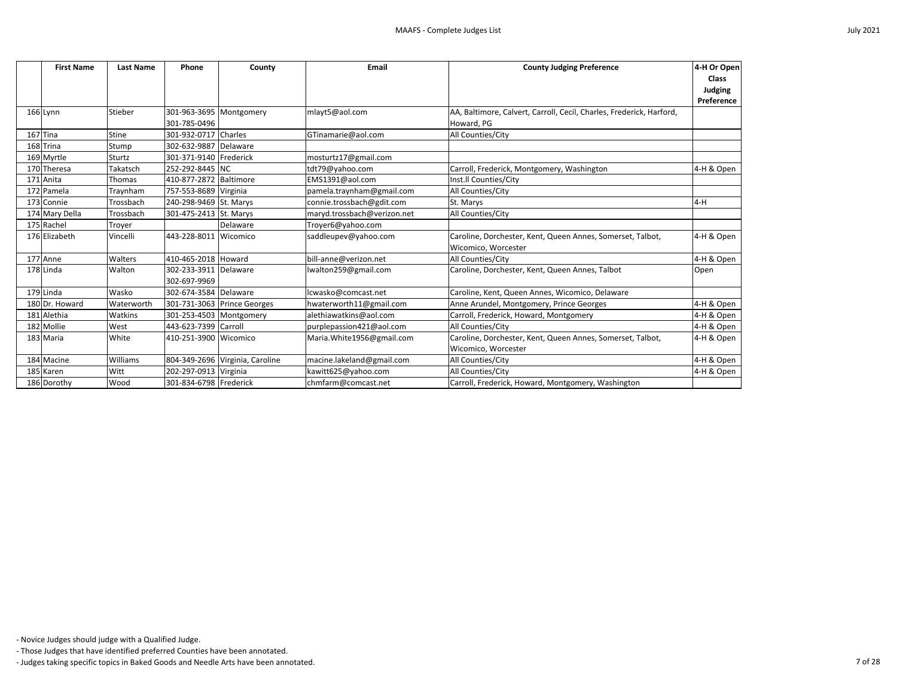| | First Name | Last Name | Phone | County | Email | County Judging Preference | 4-H Or Open Class Judging Preference |
|---|---|---|---|---|---|---|---|
| 166 | Lynn | Stieber | 301-963-3695 301-785-0496 | Montgomery | mlayt5@aol.com | AA, Baltimore, Calvert, Carroll, Cecil, Charles, Frederick, Harford, Howard, PG | |
| 167 | Tina | Stine | 301-932-0717 | Charles | GTinamarie@aol.com | All Counties/City | |
| 168 | Trina | Stump | 302-632-9887 | Delaware | | | |
| 169 | Myrtle | Sturtz | 301-371-9140 | Frederick | mosturtz17@gmail.com | | |
| 170 | Theresa | Takatsch | 252-292-8445 | NC | tdt79@yahoo.com | Carroll, Frederick, Montgomery, Washington | 4-H & Open |
| 171 | Anita | Thomas | 410-877-2872 | Baltimore | EMS1391@aol.com | Inst.ll Counties/City | |
| 172 | Pamela | Traynham | 757-553-8689 | Virginia | pamela.traynham@gmail.com | All Counties/City | |
| 173 | Connie | Trossbach | 240-298-9469 | St. Marys | connie.trossbach@gdit.com | St. Marys | 4-H |
| 174 | Mary Della | Trossbach | 301-475-2413 | St. Marys | maryd.trossbach@verizon.net | All Counties/City | |
| 175 | Rachel | Troyer | | Delaware | Troyer6@yahoo.com | | |
| 176 | Elizabeth | Vincelli | 443-228-8011 | Wicomico | saddleupev@yahoo.com | Caroline, Dorchester, Kent, Queen Annes, Somerset, Talbot, Wicomico, Worcester | 4-H & Open |
| 177 | Anne | Walters | 410-465-2018 | Howard | bill-anne@verizon.net | All Counties/City | 4-H & Open |
| 178 | Linda | Walton | 302-233-3911 302-697-9969 | Delaware | lwalton259@gmail.com | Caroline, Dorchester, Kent, Queen Annes, Talbot | Open |
| 179 | Linda | Wasko | 302-674-3584 | Delaware | lcwasko@comcast.net | Caroline, Kent, Queen Annes, Wicomico, Delaware | |
| 180 | Dr. Howard | Waterworth | 301-731-3063 | Prince Georges | hwaterworth11@gmail.com | Anne Arundel, Montgomery, Prince Georges | 4-H & Open |
| 181 | Alethia | Watkins | 301-253-4503 | Montgomery | alethiawatkins@aol.com | Carroll, Frederick, Howard, Montgomery | 4-H & Open |
| 182 | Mollie | West | 443-623-7399 | Carroll | purplepassion421@aol.com | All Counties/City | 4-H & Open |
| 183 | Maria | White | 410-251-3900 | Wicomico | Maria.White1956@gmail.com | Caroline, Dorchester, Kent, Queen Annes, Somerset, Talbot, Wicomico, Worcester | 4-H & Open |
| 184 | Macine | Williams | 804-349-2696 | Virginia, Caroline | macine.lakeland@gmail.com | All Counties/City | 4-H & Open |
| 185 | Karen | Witt | 202-297-0913 | Virginia | kawitt625@yahoo.com | All Counties/City | 4-H & Open |
| 186 | Dorothy | Wood | 301-834-6798 | Frederick | chmfarm@comcast.net | Carroll, Frederick, Howard, Montgomery, Washington | |

- Novice Judges should judge with a Qualified Judge.
- Those Judges that have identified preferred Counties have been annotated.
- Judges taking specific topics in Baked Goods and Needle Arts have been annotated.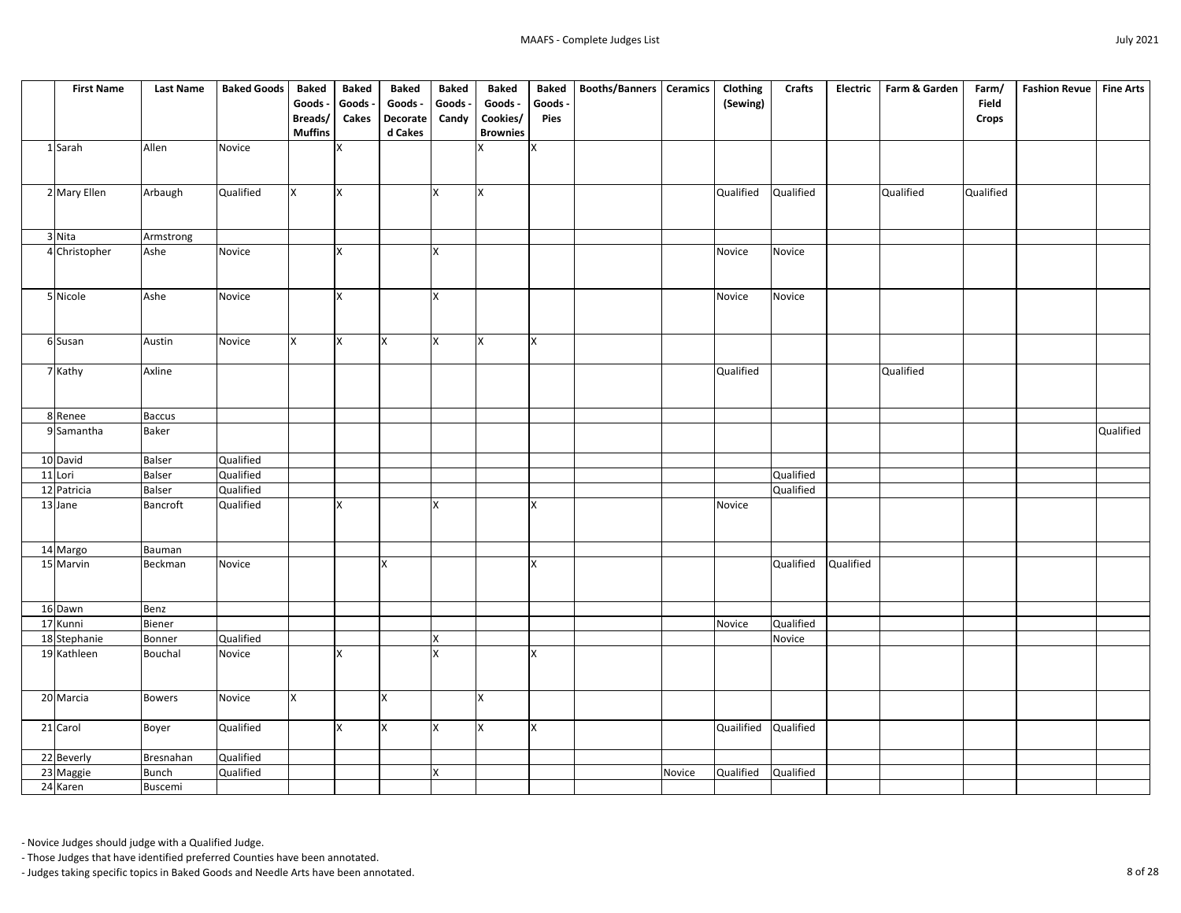| | First Name | Last Name | Baked Goods | Baked Goods - Breads/ Muffins | Baked Goods - Cakes | Baked Goods - Decorated Cakes | Baked Goods - Candy | Baked Goods - Cookies/ Brownies | Baked Goods - Pies | Booths/Banners | Ceramics | Clothing (Sewing) | Crafts | Electric | Farm & Garden | Farm/ Field Crops | Fashion Revue | Fine Arts |
|---|---|---|---|---|---|---|---|---|---|---|---|---|---|---|---|---|---|---|
| 1 | Sarah | Allen | Novice | | X | | | X | X | | | | | | | | | |
| 2 | Mary Ellen | Arbaugh | Qualified | X | X | | X | X | | | | Qualified | Qualified | | Qualified | Qualified | | |
| 3 | Nita | Armstrong | | | | | | | | | | | | | | | | |
| 4 | Christopher | Ashe | Novice | | X | | X | | | | | Novice | Novice | | | | | |
| 5 | Nicole | Ashe | Novice | | X | | X | | | | | Novice | Novice | | | | | |
| 6 | Susan | Austin | Novice | X | X | X | X | X | X | | | | | | | | | |
| 7 | Kathy | Axline | | | | | | | | | | Qualified | | | Qualified | | | |
| 8 | Renee | Baccus | | | | | | | | | | | | | | | | |
| 9 | Samantha | Baker | | | | | | | | | | | | | | | | Qualified |
| 10 | David | Balser | Qualified | | | | | | | | | | | | | | | |
| 11 | Lori | Balser | Qualified | | | | | | | | | | Qualified | | | | | |
| 12 | Patricia | Balser | Qualified | | | | | | | | | | Qualified | | | | | |
| 13 | Jane | Bancroft | Qualified | | X | | X | | X | | | Novice | | | | | | |
| 14 | Margo | Bauman | | | | | | | | | | | | | | | | |
| 15 | Marvin | Beckman | Novice | | | X | | | X | | | | Qualified | Qualified | | | | |
| 16 | Dawn | Benz | | | | | | | | | | | | | | | | |
| 17 | Kunni | Biener | | | | | | | | | | Novice | Qualified | | | | | |
| 18 | Stephanie | Bonner | Qualified | | | | X | | | | | | Novice | | | | | |
| 19 | Kathleen | Bouchal | Novice | | X | | X | | X | | | | | | | | | |
| 20 | Marcia | Bowers | Novice | X | | X | | X | | | | | | | | | | |
| 21 | Carol | Boyer | Qualified | | X | X | X | X | X | | | Quailified | Qualified | | | | | |
| 22 | Beverly | Bresnahan | Qualified | | | | | | | | | | | | | | | |
| 23 | Maggie | Bunch | Qualified | | | | X | | | | Novice | Qualified | Qualified | | | | | |
| 24 | Karen | Buscemi | | | | | | | | | | | | | | | | |

- Novice Judges should judge with a Qualified Judge.
- Those Judges that have identified preferred Counties have been annotated.
- Judges taking specific topics in Baked Goods and Needle Arts have been annotated.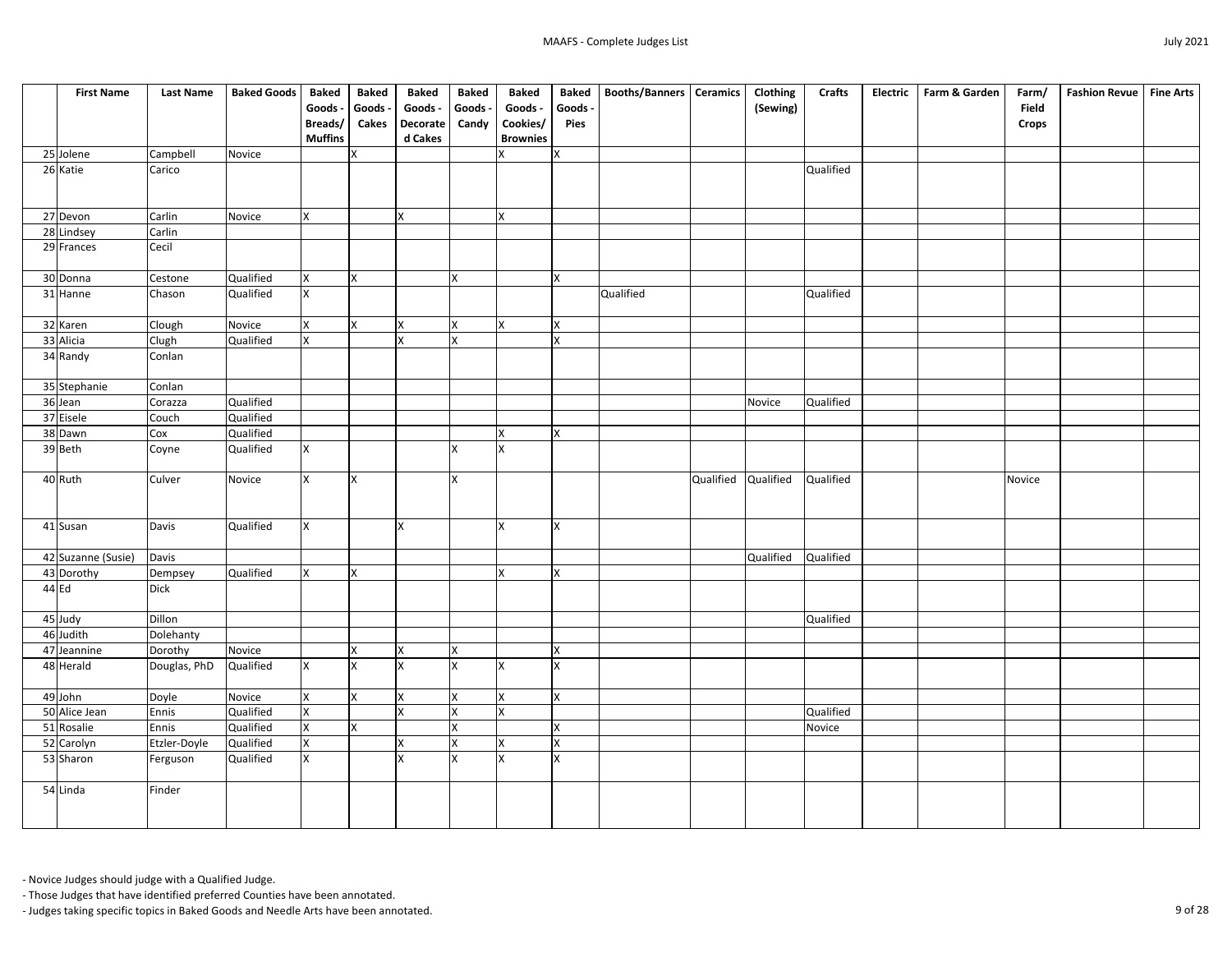| | First Name | Last Name | Baked Goods | Baked Goods - Breads/ Muffins | Baked Goods - Cakes | Baked Goods - Decorated Cakes | Baked Goods - Candy | Baked Goods - Cookies/ Brownies | Baked Goods - Pies | Booths/Banners | Ceramics | Clothing (Sewing) | Crafts | Electric | Farm & Garden | Farm/ Field Crops | Fashion Revue | Fine Arts |
|---|---|---|---|---|---|---|---|---|---|---|---|---|---|---|---|---|---|---|
| 25 | Jolene | Campbell | Novice | | X | | | X | X | | | | | | | | | |
| 26 | Katie | Carico | | | | | | | | | | | Qualified | | | | | |
| 27 | Devon | Carlin | Novice | X | | X | | X | | | | | | | | | | |
| 28 | Lindsey | Carlin | | | | | | | | | | | | | | | | |
| 29 | Frances | Cecil | | | | | | | | | | | | | | | | |
| 30 | Donna | Cestone | Qualified | X | X | | X | | X | | | | | | | | | |
| 31 | Hanne | Chason | Qualified | X | | | | | | Qualified | | | Qualified | | | | | |
| 32 | Karen | Clough | Novice | X | X | X | X | X | X | | | | | | | | | |
| 33 | Alicia | Clugh | Qualified | X | | X | X | | X | | | | | | | | | |
| 34 | Randy | Conlan | | | | | | | | | | | | | | | | |
| 35 | Stephanie | Conlan | | | | | | | | | | | | | | | | |
| 36 | Jean | Corazza | Qualified | | | | | | | | | Novice | Qualified | | | | | |
| 37 | Eisele | Couch | Qualified | | | | | | | | | | | | | | | |
| 38 | Dawn | Cox | Qualified | | | | | X | X | | | | | | | | | |
| 39 | Beth | Coyne | Qualified | X | | | X | X | | | | | | | | | | |
| 40 | Ruth | Culver | Novice | X | X | | X | | | | Qualified | Qualified | Qualified | | | Novice | | |
| 41 | Susan | Davis | Qualified | X | | X | | X | X | | | | | | | | | |
| 42 | Suzanne (Susie) | Davis | | | | | | | | | | Qualified | Qualified | | | | | |
| 43 | Dorothy | Dempsey | Qualified | X | X | | | X | X | | | | | | | | | |
| 44 | Ed | Dick | | | | | | | | | | | | | | | | |
| 45 | Judy | Dillon | | | | | | | | | | | Qualified | | | | | |
| 46 | Judith | Dolehanty | | | | | | | | | | | | | | | | |
| 47 | Jeannine | Dorothy | Novice | | X | X | X | | X | | | | | | | | | |
| 48 | Herald | Douglas, PhD | Qualified | X | X | X | X | X | X | | | | | | | | | |
| 49 | John | Doyle | Novice | X | X | X | X | X | X | | | | | | | | | |
| 50 | Alice Jean | Ennis | Qualified | X | | X | X | X | | | | | Qualified | | | | | |
| 51 | Rosalie | Ennis | Qualified | X | X | | X | | X | | | | Novice | | | | | |
| 52 | Carolyn | Etzler-Doyle | Qualified | X | | X | X | X | X | | | | | | | | | |
| 53 | Sharon | Ferguson | Qualified | X | | X | X | X | X | | | | | | | | | |
| 54 | Linda | Finder | | | | | | | | | | | | | | | | |

- Novice Judges should judge with a Qualified Judge.
- Those Judges that have identified preferred Counties have been annotated.
- Judges taking specific topics in Baked Goods and Needle Arts have been annotated.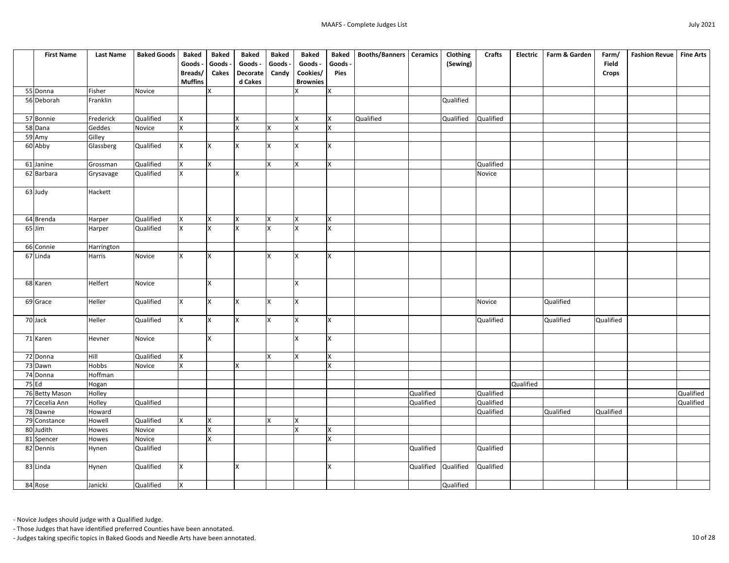| | First Name | Last Name | Baked Goods | Baked Goods - Breads/ Muffins | Baked Goods - Cakes | Baked Goods - Decorated Cakes | Baked Goods - Candy | Baked Goods - Cookies/ Brownies | Baked Goods - Pies | Booths/Banners | Ceramics | Clothing (Sewing) | Crafts | Electric | Farm & Garden | Farm/ Field Crops | Fashion Revue | Fine Arts |
|---|---|---|---|---|---|---|---|---|---|---|---|---|---|---|---|---|---|---|
| 55 | Donna | Fisher | Novice | | X | | | X | X | | | | | | | | | |
| 56 | Deborah | Franklin | | | | | | | | | | Qualified | | | | | | |
| 57 | Bonnie | Frederick | Qualified | X | | X | | X | X | Qualified | | Qualified | Qualified | | | | | |
| 58 | Dana | Geddes | Novice | X | | X | X | X | X | | | | | | | | | |
| 59 | Amy | Gilley | | | | | | | | | | | | | | | | |
| 60 | Abby | Glassberg | Qualified | X | X | X | X | X | X | | | | | | | | | |
| 61 | Janine | Grossman | Qualified | X | X | | X | X | X | | | | Qualified | | | | | |
| 62 | Barbara | Grysavage | Qualified | X | | X | | | | | | | Novice | | | | | |
| 63 | Judy | Hackett | | | | | | | | | | | | | | | | |
| 64 | Brenda | Harper | Qualified | X | X | X | X | X | X | | | | | | | | | |
| 65 | Jim | Harper | Qualified | X | X | X | X | X | X | | | | | | | | | |
| 66 | Connie | Harrington | | | | | | | | | | | | | | | | |
| 67 | Linda | Harris | Novice | X | X | | X | X | X | | | | | | | | | |
| 68 | Karen | Helfert | Novice | | X | | | X | | | | | | | | | | |
| 69 | Grace | Heller | Qualified | X | X | X | X | X | | | | | Novice | | Qualified | | | |
| 70 | Jack | Heller | Qualified | X | X | X | X | X | X | | | | Qualified | | Qualified | Qualified | | |
| 71 | Karen | Hevner | Novice | | X | | | X | X | | | | | | | | | |
| 72 | Donna | Hill | Qualified | X | | | X | X | X | | | | | | | | | |
| 73 | Dawn | Hobbs | Novice | X | | X | | | X | | | | | | | | | |
| 74 | Donna | Hoffman | | | | | | | | | | | | | | | | |
| 75 | Ed | Hogan | | | | | | | | | | | | Qualified | | | | |
| 76 | Betty Mason | Holley | | | | | | | | | Qualified | | Qualified | | | | | Qualified |
| 77 | Cecelia Ann | Holley | Qualified | | | | | | | | Qualified | | Qualified | | | | | Qualified |
| 78 | Dawne | Howard | | | | | | | | | | | Qualified | | Qualified | Qualified | | |
| 79 | Constance | Howell | Qualified | X | X | | X | X | | | | | | | | | | |
| 80 | Judith | Howes | Novice | | X | | | X | X | | | | | | | | | |
| 81 | Spencer | Howes | Novice | | X | | | | X | | | | | | | | | |
| 82 | Dennis | Hynen | Qualified | | | | | | | | Qualified | | Qualified | | | | | |
| 83 | Linda | Hynen | Qualified | X | | X | | | X | | Qualified | Qualified | Qualified | | | | | |
| 84 | Rose | Janicki | Qualified | X | | | | | | | | Qualified | | | | | | |

- Novice Judges should judge with a Qualified Judge.
- Those Judges that have identified preferred Counties have been annotated.
- Judges taking specific topics in Baked Goods and Needle Arts have been annotated.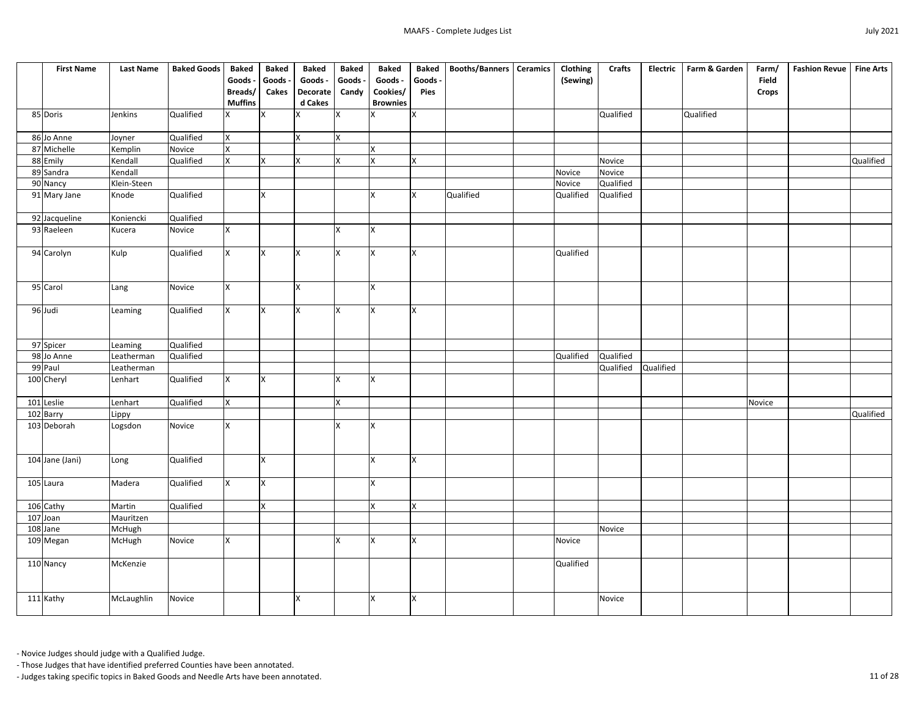| | First Name | Last Name | Baked Goods | Baked Goods - Breads/ Muffins | Baked Goods - Cakes | Baked Goods - Decorated Cakes | Baked Goods - Candy | Baked Goods - Cookies/ Brownies | Baked Goods - Pies | Booths/Banners | Ceramics | Clothing (Sewing) | Crafts | Electric | Farm & Garden | Farm/ Field Crops | Fashion Revue | Fine Arts |
|---|---|---|---|---|---|---|---|---|---|---|---|---|---|---|---|---|---|---|
| 85 | Doris | Jenkins | Qualified | X | X | X | X | X | X | | | | Qualified | | Qualified | | | |
| 86 | Jo Anne | Joyner | Qualified | X | | X | X | | | | | | | | | | | |
| 87 | Michelle | Kemplin | Novice | X | | | | X | | | | | | | | | | |
| 88 | Emily | Kendall | Qualified | X | X | X | X | X | X | | | | Novice | | | | | Qualified |
| 89 | Sandra | Kendall | | | | | | | | | | Novice | Novice | | | | | |
| 90 | Nancy | Klein-Steen | | | | | | | | | | Novice | Qualified | | | | | |
| 91 | Mary Jane | Knode | Qualified | | X | | | X | X | Qualified | | Qualified | Qualified | | | | | |
| 92 | Jacqueline | Koniencki | Qualified | | | | | | | | | | | | | | | |
| 93 | Raeleen | Kucera | Novice | X | | | X | X | | | | | | | | | | |
| 94 | Carolyn | Kulp | Qualified | X | X | X | X | X | X | | | Qualified | | | | | | |
| 95 | Carol | Lang | Novice | X | | X | | X | | | | | | | | | | |
| 96 | Judi | Leaming | Qualified | X | X | X | X | X | X | | | | | | | | | |
| 97 | Spicer | Leaming | Qualified | | | | | | | | | | | | | | | |
| 98 | Jo Anne | Leatherman | Qualified | | | | | | | | | Qualified | Qualified | | | | | |
| 99 | Paul | Leatherman | | | | | | | | | | | Qualified | Qualified | | | | |
| 100 | Cheryl | Lenhart | Qualified | X | X | | X | X | | | | | | | | | | |
| 101 | Leslie | Lenhart | Qualified | X | | | X | | | | | | | | | Novice | | |
| 102 | Barry | Lippy | | | | | | | | | | | | | | | | Qualified |
| 103 | Deborah | Logsdon | Novice | X | | | X | X | | | | | | | | | | |
| 104 | Jane (Jani) | Long | Qualified | | X | | | X | X | | | | | | | | | |
| 105 | Laura | Madera | Qualified | X | X | | | X | | | | | | | | | | |
| 106 | Cathy | Martin | Qualified | | X | | | X | X | | | | | | | | | |
| 107 | Joan | Mauritzen | | | | | | | | | | | | | | | | |
| 108 | Jane | McHugh | | | | | | | | | | | Novice | | | | | |
| 109 | Megan | McHugh | Novice | X | | | X | X | X | | | Novice | | | | | | |
| 110 | Nancy | McKenzie | | | | | | | | | | Qualified | | | | | | |
| 111 | Kathy | McLaughlin | Novice | | | X | | X | X | | | | Novice | | | | | |

- Novice Judges should judge with a Qualified Judge.
- Those Judges that have identified preferred Counties have been annotated.
- Judges taking specific topics in Baked Goods and Needle Arts have been annotated.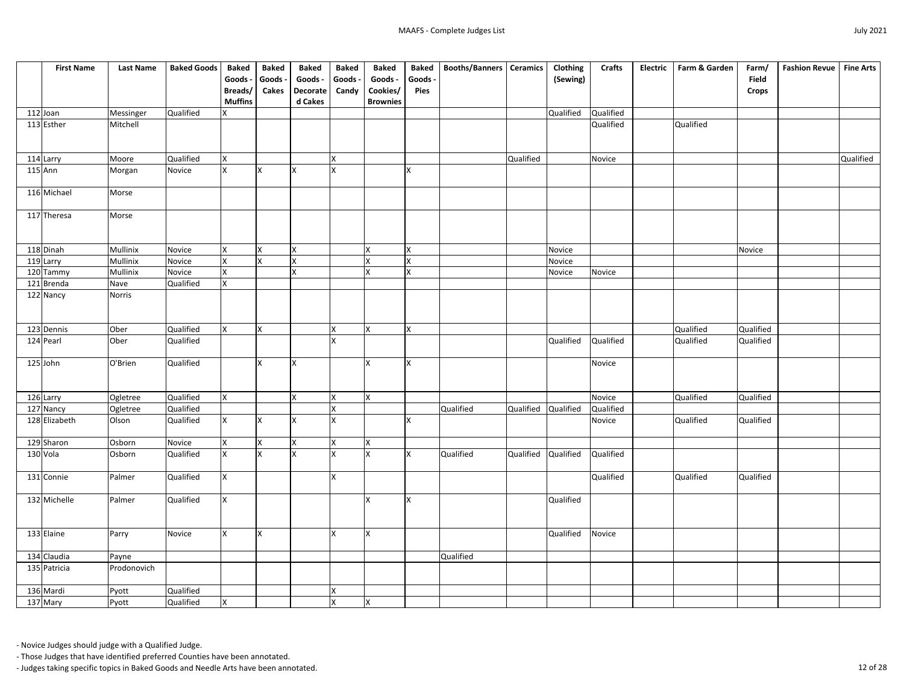| | First Name | Last Name | Baked Goods | Baked Goods - Breads/ Muffins | Baked Goods - Cakes | Baked Goods - Decorated Cakes | Baked Goods - Candy | Baked Goods - Cookies/ Brownies | Baked Goods - Pies | Booths/Banners | Ceramics | Clothing (Sewing) | Crafts | Electric | Farm & Garden | Farm/ Field Crops | Fashion Revue | Fine Arts |
|---|---|---|---|---|---|---|---|---|---|---|---|---|---|---|---|---|---|---|
| 112 | Joan | Messinger | Qualified | X | | | | | | | | Qualified | Qualified | | | | | |
| 113 | Esther | Mitchell | | | | | | | | | | | Qualified | | Qualified | | | |
| 114 | Larry | Moore | Qualified | X | | | X | | | | Qualified | | Novice | | | | | Qualified |
| 115 | Ann | Morgan | Novice | X | X | X | X | | X | | | | | | | | | |
| 116 | Michael | Morse | | | | | | | | | | | | | | | | |
| 117 | Theresa | Morse | | | | | | | | | | | | | | | | |
| 118 | Dinah | Mullinix | Novice | X | X | X | | X | X | | | Novice | | | | Novice | | |
| 119 | Larry | Mullinix | Novice | X | X | X | | X | X | | | Novice | | | | | | |
| 120 | Tammy | Mullinix | Novice | X | | X | | X | X | | | Novice | Novice | | | | | |
| 121 | Brenda | Nave | Qualified | X | | | | | | | | | | | | | | |
| 122 | Nancy | Norris | | | | | | | | | | | | | | | | |
| 123 | Dennis | Ober | Qualified | X | X | | X | X | X | | | | | | Qualified | Qualified | | |
| 124 | Pearl | Ober | Qualified | | | | X | | | | | Qualified | Qualified | | Qualified | Qualified | | |
| 125 | John | O'Brien | Qualified | | X | X | | X | X | | | | Novice | | | | | |
| 126 | Larry | Ogletree | Qualified | X | | X | X | X | | | | | Novice | | Qualified | Qualified | | |
| 127 | Nancy | Ogletree | Qualified | | | | X | | | Qualified | Qualified | Qualified | Qualified | | | | | |
| 128 | Elizabeth | Olson | Qualified | X | X | X | X | | X | | | | Novice | | Qualified | Qualified | | |
| 129 | Sharon | Osborn | Novice | X | X | X | X | X | | | | | | | | | | |
| 130 | Vola | Osborn | Qualified | X | X | X | X | X | X | Qualified | Qualified | Qualified | Qualified | | | | | |
| 131 | Connie | Palmer | Qualified | X | | | X | | | | | | Qualified | | Qualified | Qualified | | |
| 132 | Michelle | Palmer | Qualified | X | | | | X | X | | | Qualified | | | | | | |
| 133 | Elaine | Parry | Novice | X | X | | X | X | | | | Qualified | Novice | | | | | |
| 134 | Claudia | Payne | | | | | | | | Qualified | | | | | | | | |
| 135 | Patricia | Prodonovich | | | | | | | | | | | | | | | | |
| 136 | Mardi | Pyott | Qualified | | | | X | | | | | | | | | | | |
| 137 | Mary | Pyott | Qualified | X | | | X | X | | | | | | | | | | |

- Novice Judges should judge with a Qualified Judge.
- Those Judges that have identified preferred Counties have been annotated.
- Judges taking specific topics in Baked Goods and Needle Arts have been annotated.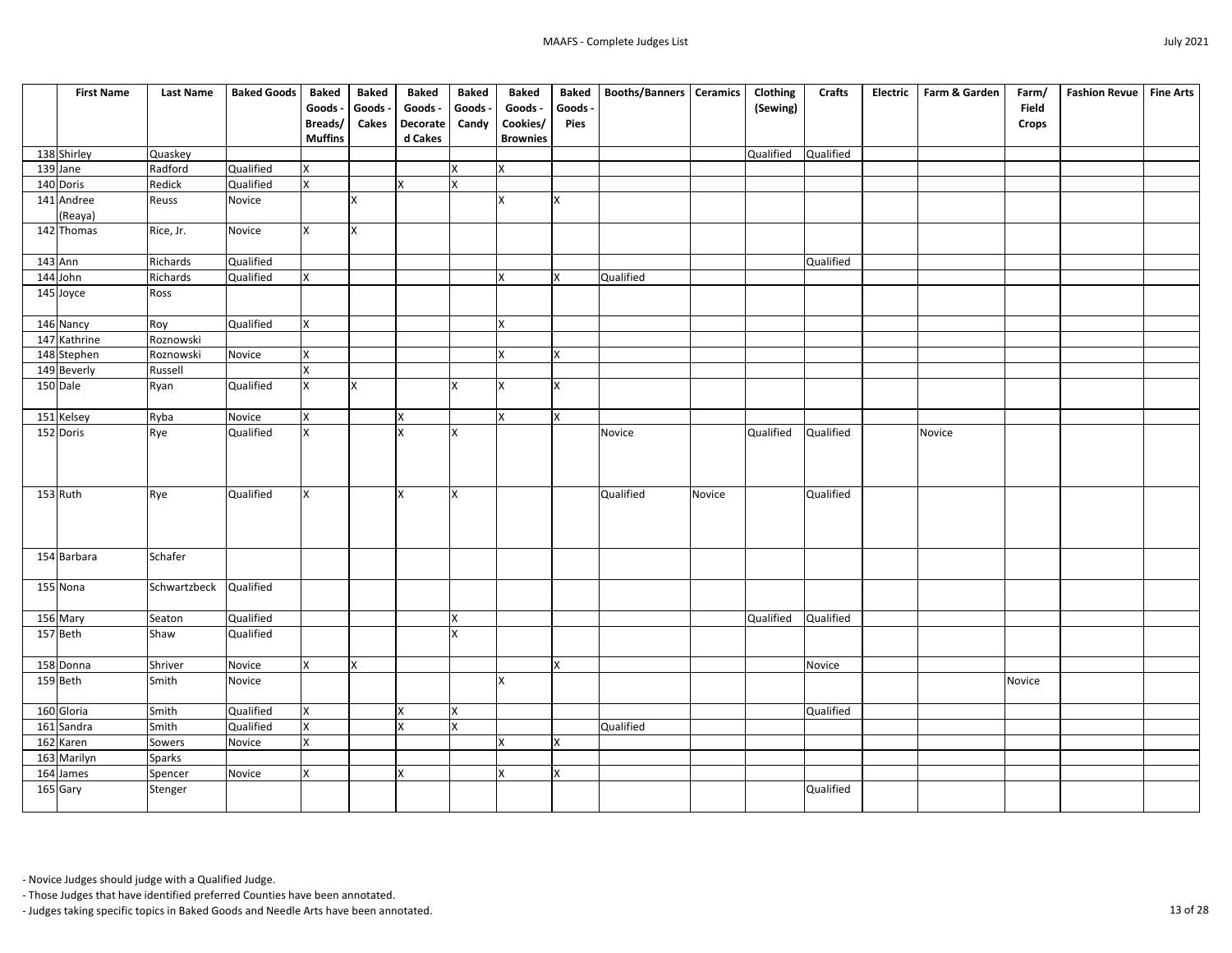| | First Name | Last Name | Baked Goods | Baked Goods - Breads/ Muffins | Baked Goods - Cakes | Baked Goods - Decorated Cakes | Baked Goods - Candy | Baked Goods - Cookies/ Brownies | Baked Goods - Pies | Booths/Banners | Ceramics | Clothing (Sewing) | Crafts | Electric | Farm & Garden | Farm/ Field Crops | Fashion Revue | Fine Arts |
|---|---|---|---|---|---|---|---|---|---|---|---|---|---|---|---|---|---|---|
| 138 | Shirley | Quaskey | | | | | | | | | | Qualified | Qualified | | | | | |
| 139 | Jane | Radford | Qualified | X | | | X | X | | | | | | | | | | |
| 140 | Doris | Redick | Qualified | X | | X | X | | | | | | | | | | | |
| 141 | Andree (Reaya) | Reuss | Novice | | X | | | X | X | | | | | | | | | |
| 142 | Thomas | Rice, Jr. | Novice | X | X | | | | | | | | | | | | | |
| 143 | Ann | Richards | Qualified | | | | | | | | | | Qualified | | | | | |
| 144 | John | Richards | Qualified | X | | | | X | X | Qualified | | | | | | | | |
| 145 | Joyce | Ross | | | | | | | | | | | | | | | | |
| 146 | Nancy | Roy | Qualified | X | | | | X | | | | | | | | | | |
| 147 | Kathrine | Roznowski | | | | | | | | | | | | | | | | |
| 148 | Stephen | Roznowski | Novice | X | | | | X | X | | | | | | | | | |
| 149 | Beverly | Russell | | X | | | | | | | | | | | | | | |
| 150 | Dale | Ryan | Qualified | X | X | | X | X | X | | | | | | | | | |
| 151 | Kelsey | Ryba | Novice | X | | X | | X | X | | | | | | | | | |
| 152 | Doris | Rye | Qualified | X | | X | X | | | Novice | | Qualified | Qualified | | Novice | | | |
| 153 | Ruth | Rye | Qualified | X | | X | X | | | Qualified | Novice | | Qualified | | | | | |
| 154 | Barbara | Schafer | | | | | | | | | | | | | | | | |
| 155 | Nona | Schwartzbeck | Qualified | | | | | | | | | | | | | | | |
| 156 | Mary | Seaton | Qualified | | | | X | | | | | Qualified | Qualified | | | | | |
| 157 | Beth | Shaw | Qualified | | | | X | | | | | | | | | | | |
| 158 | Donna | Shriver | Novice | X | X | | | | X | | | | Novice | | | | | |
| 159 | Beth | Smith | Novice | | | | | X | | | | | | | | Novice | | |
| 160 | Gloria | Smith | Qualified | X | | X | X | | | | | | Qualified | | | | | |
| 161 | Sandra | Smith | Qualified | X | | X | X | | | Qualified | | | | | | | | |
| 162 | Karen | Sowers | Novice | X | | | | X | X | | | | | | | | | |
| 163 | Marilyn | Sparks | | | | | | | | | | | | | | | | |
| 164 | James | Spencer | Novice | X | | X | | X | X | | | | | | | | | |
| 165 | Gary | Stenger | | | | | | | | | | | Qualified | | | | | |

- Novice Judges should judge with a Qualified Judge.
- Those Judges that have identified preferred Counties have been annotated.
- Judges taking specific topics in Baked Goods and Needle Arts have been annotated.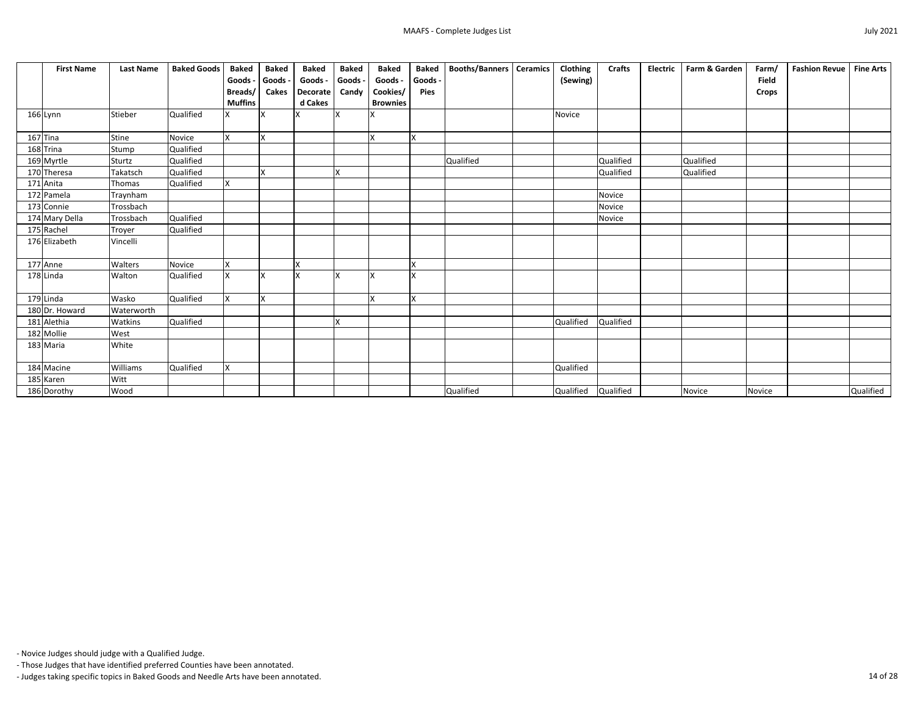| | First Name | Last Name | Baked Goods | Baked Goods - Breads/ Muffins | Baked Goods - Cakes | Baked Goods - Decorated Cakes | Baked Goods - Candy | Baked Goods - Cookies/ Brownies | Baked Goods - Pies | Booths/Banners | Ceramics | Clothing (Sewing) | Crafts | Electric | Farm & Garden | Farm/ Field Crops | Fashion Revue | Fine Arts |
|---|---|---|---|---|---|---|---|---|---|---|---|---|---|---|---|---|---|---|
| 166 | Lynn | Stieber | Qualified | X | X | X | X | X | | | | Novice | | | | | | |
| 167 | Tina | Stine | Novice | X | X | | | X | X | | | | | | | | | |
| 168 | Trina | Stump | Qualified | | | | | | | | | | | | | | | |
| 169 | Myrtle | Sturtz | Qualified | | | | | | | Qualified | | | Qualified | | Qualified | | | |
| 170 | Theresa | Takatsch | Qualified | | X | | X | | | | | | Qualified | | Qualified | | | |
| 171 | Anita | Thomas | Qualified | X | | | | | | | | | | | | | | |
| 172 | Pamela | Traynham | | | | | | | | | | | Novice | | | | | |
| 173 | Connie | Trossbach | | | | | | | | | | | Novice | | | | | |
| 174 | Mary Della | Trossbach | Qualified | | | | | | | | | | Novice | | | | | |
| 175 | Rachel | Troyer | Qualified | | | | | | | | | | | | | | | |
| 176 | Elizabeth | Vincelli | | | | | | | | | | | | | | | | |
| 177 | Anne | Walters | Novice | X | | X | | | X | | | | | | | | | |
| 178 | Linda | Walton | Qualified | X | X | X | X | X | X | | | | | | | | | |
| 179 | Linda | Wasko | Qualified | X | X | | | X | X | | | | | | | | | |
| 180 | Dr. Howard | Waterworth | | | | | | | | | | | | | | | | |
| 181 | Alethia | Watkins | Qualified | | | | X | | | | | Qualified | Qualified | | | | | |
| 182 | Mollie | West | | | | | | | | | | | | | | | | |
| 183 | Maria | White | | | | | | | | | | | | | | | | |
| 184 | Macine | Williams | Qualified | X | | | | | | | | Qualified | | | | | | |
| 185 | Karen | Witt | | | | | | | | | | | | | | | | |
| 186 | Dorothy | Wood | | | | | | | | Qualified | | Qualified | Qualified | | Novice | Novice | | Qualified |

- Novice Judges should judge with a Qualified Judge.
- Those Judges that have identified preferred Counties have been annotated.
- Judges taking specific topics in Baked Goods and Needle Arts have been annotated.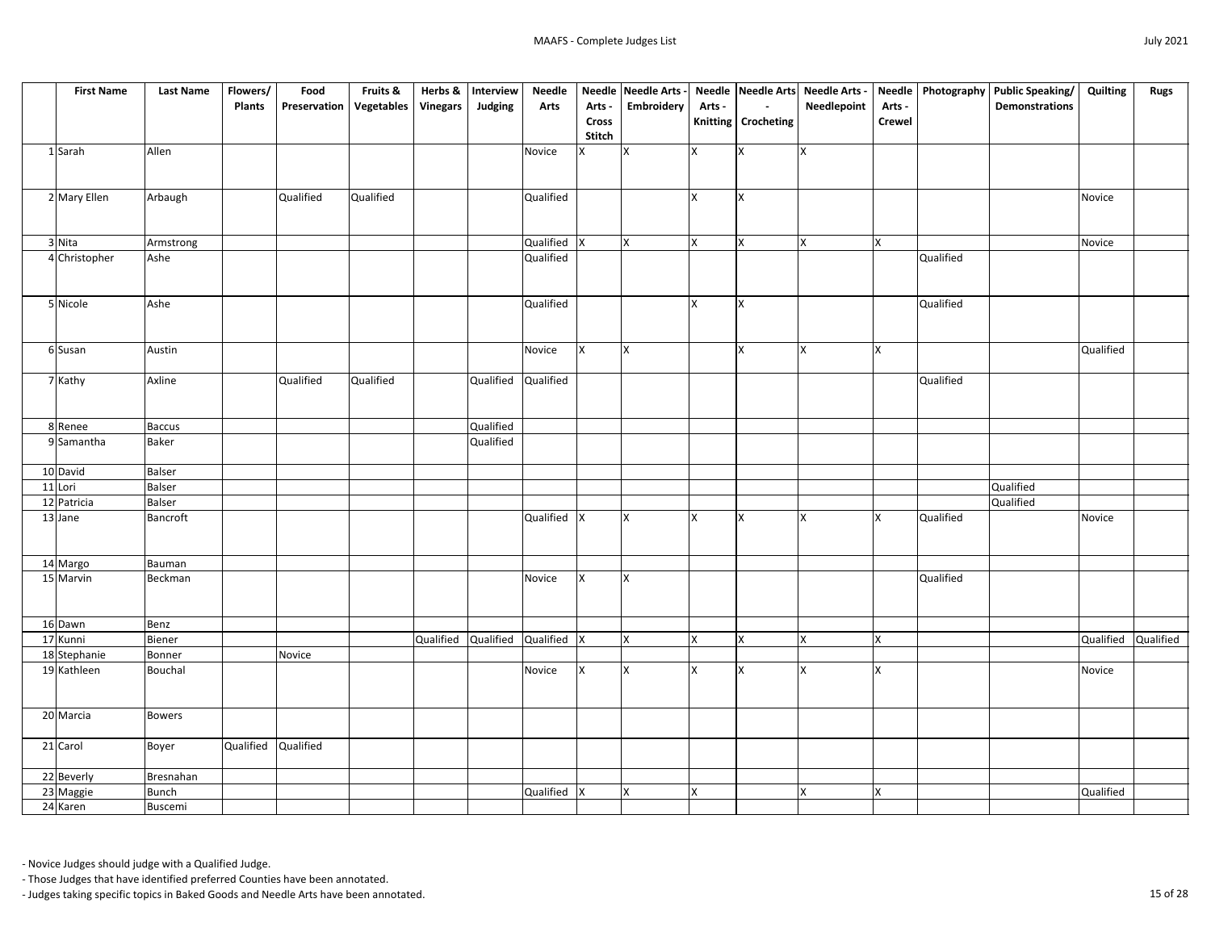| | First Name | Last Name | Flowers/ Plants | Food Preservation | Fruits & Vegetables | Herbs & Vinegars | Interview Judging | Needle Arts | Needle Arts - Cross Stitch | Needle Arts - Embroidery | Needle Arts - Knitting | Needle Arts - Crocheting | Needle Arts - Needlepoint | Needle Arts - Crewel | Photography | Public Speaking/ Demonstrations | Quilting | Rugs |
|---|---|---|---|---|---|---|---|---|---|---|---|---|---|---|---|---|---|---|
| 1 | Sarah | Allen | | | | | | Novice | X | X | X | X | X | | | | | |
| 2 | Mary Ellen | Arbaugh | | Qualified | Qualified | | | Qualified | | | X | X | | | | | Novice | |
| 3 | Nita | Armstrong | | | | | | Qualified | X | X | X | X | X | X | | | Novice | |
| 4 | Christopher | Ashe | | | | | | Qualified | | | | | | | Qualified | | | |
| 5 | Nicole | Ashe | | | | | | Qualified | | | X | X | | | Qualified | | | |
| 6 | Susan | Austin | | | | | | Novice | X | X | | X | X | X | | | Qualified | |
| 7 | Kathy | Axline | | Qualified | Qualified | | Qualified | Qualified | | | | | | | Qualified | | | |
| 8 | Renee | Baccus | | | | | Qualified | | | | | | | | | | | |
| 9 | Samantha | Baker | | | | | Qualified | | | | | | | | | | | |
| 10 | David | Balser | | | | | | | | | | | | | | | | |
| 11 | Lori | Balser | | | | | | | | | | | | | | Qualified | | |
| 12 | Patricia | Balser | | | | | | | | | | | | | | Qualified | | |
| 13 | Jane | Bancroft | | | | | | Qualified | X | X | X | X | X | X | Qualified | | Novice | |
| 14 | Margo | Bauman | | | | | | | | | | | | | | | | |
| 15 | Marvin | Beckman | | | | | | Novice | X | X | | | | | Qualified | | | |
| 16 | Dawn | Benz | | | | | | | | | | | | | | | | |
| 17 | Kunni | Biener | | | | Qualified | Qualified | Qualified | X | X | X | X | X | X | | | Qualified | Qualified |
| 18 | Stephanie | Bonner | | Novice | | | | | | | | | | | | | | |
| 19 | Kathleen | Bouchal | | | | | | Novice | X | X | X | X | X | X | | | Novice | |
| 20 | Marcia | Bowers | | | | | | | | | | | | | | | | |
| 21 | Carol | Boyer | Qualified | Qualified | | | | | | | | | | | | | | |
| 22 | Beverly | Bresnahan | | | | | | | | | | | | | | | | |
| 23 | Maggie | Bunch | | | | | | Qualified | X | X | X | | X | X | | | Qualified | |
| 24 | Karen | Buscemi | | | | | | | | | | | | | | | | |

- Novice Judges should judge with a Qualified Judge.
- Those Judges that have identified preferred Counties have been annotated.
- Judges taking specific topics in Baked Goods and Needle Arts have been annotated.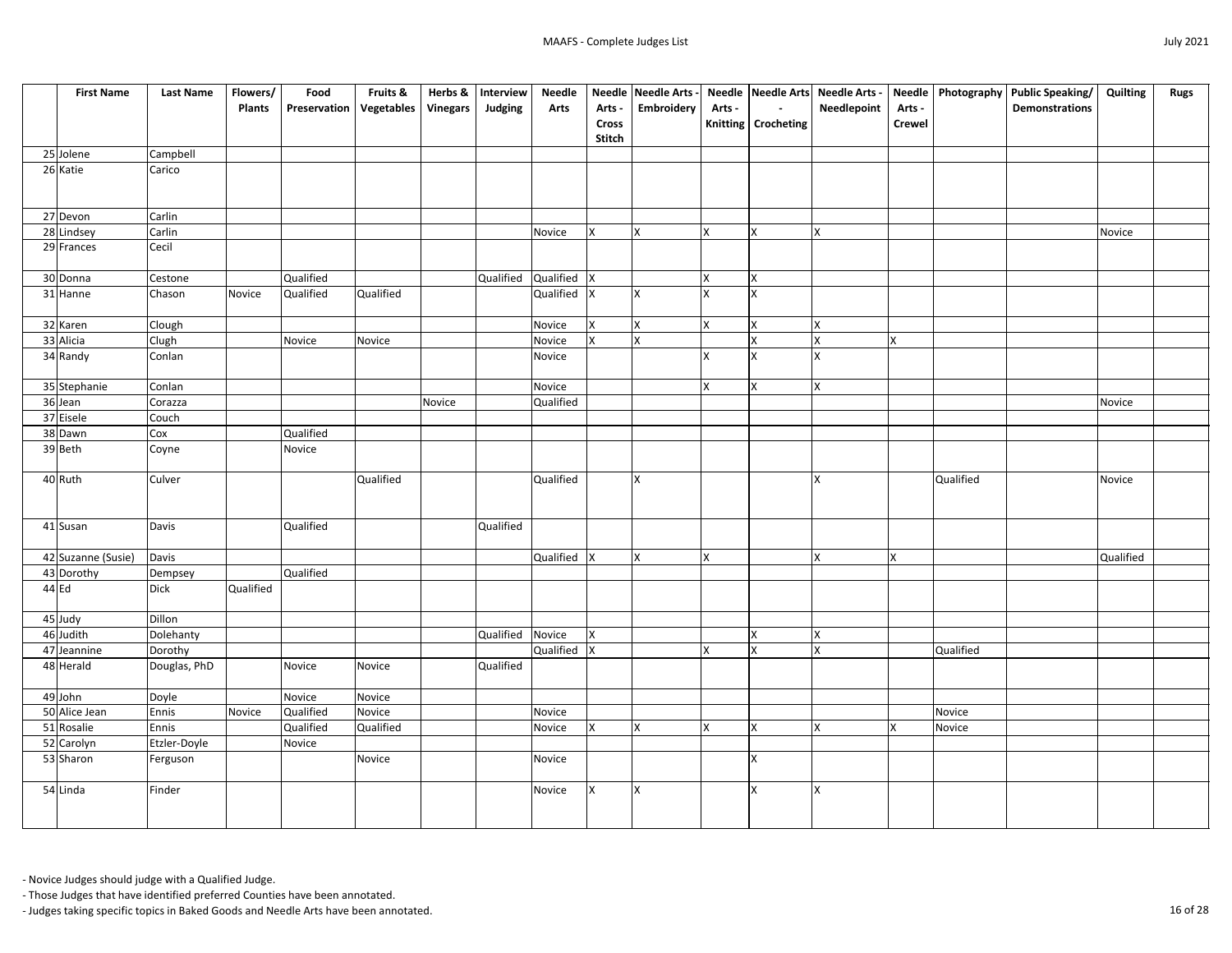| | First Name | Last Name | Flowers/ Plants | Food Preservation | Fruits & Vegetables | Herbs & Vinegars | Interview Judging | Needle Arts | Needle Arts - Cross Stitch | Needle Arts - Embroidery | Needle Arts - Knitting | Needle Arts - Crocheting | Needle Arts - Needlepoint | Needle Arts - Crewel | Photography | Public Speaking/ Demonstrations | Quilting | Rugs |
|---|---|---|---|---|---|---|---|---|---|---|---|---|---|---|---|---|---|---|
| 25 | Jolene | Campbell | | | | | | | | | | | | | | | | |
| 26 | Katie | Carico | | | | | | | | | | | | | | | | |
| 27 | Devon | Carlin | | | | | | | | | | | | | | | | |
| 28 | Lindsey | Carlin | | | | | | Novice | X | X | X | X | X | | | | Novice | |
| 29 | Frances | Cecil | | | | | | | | | | | | | | | | |
| 30 | Donna | Cestone | | Qualified | | | Qualified | Qualified | X | | X | X | | | | | | |
| 31 | Hanne | Chason | Novice | Qualified | Qualified | | | Qualified | X | X | X | X | | | | | | |
| 32 | Karen | Clough | | | | | | Novice | X | X | X | X | X | | | | | |
| 33 | Alicia | Clugh | | Novice | Novice | | | Novice | X | X | | X | X | X | | | | |
| 34 | Randy | Conlan | | | | | | Novice | | | X | X | X | | | | | |
| 35 | Stephanie | Conlan | | | | | | Novice | | | X | X | X | | | | | |
| 36 | Jean | Corazza | | | | Novice | | Qualified | | | | | | | | | Novice | |
| 37 | Eisele | Couch | | | | | | | | | | | | | | | | |
| 38 | Dawn | Cox | | Qualified | | | | | | | | | | | | | | |
| 39 | Beth | Coyne | | Novice | | | | | | | | | | | | | | |
| 40 | Ruth | Culver | | | Qualified | | | Qualified | | X | | | X | | Qualified | | Novice | |
| 41 | Susan | Davis | | Qualified | | | Qualified | | | | | | | | | | | |
| 42 | Suzanne (Susie) | Davis | | | | | | Qualified | X | X | X | | X | X | | | Qualified | |
| 43 | Dorothy | Dempsey | | Qualified | | | | | | | | | | | | | | |
| 44 | Ed | Dick | Qualified | | | | | | | | | | | | | | | |
| 45 | Judy | Dillon | | | | | | | | | | | | | | | | |
| 46 | Judith | Dolehanty | | | | | Qualified | Novice | X | | | X | X | | | | | |
| 47 | Jeannine | Dorothy | | | | | | Qualified | X | | X | X | X | | Qualified | | | |
| 48 | Herald | Douglas, PhD | | Novice | Novice | | Qualified | | | | | | | | | | | |
| 49 | John | Doyle | | Novice | Novice | | | | | | | | | | | | | |
| 50 | Alice Jean | Ennis | Novice | Qualified | Novice | | | Novice | | | | | | | Novice | | | |
| 51 | Rosalie | Ennis | | Qualified | Qualified | | | Novice | X | X | X | X | X | X | Novice | | | |
| 52 | Carolyn | Etzler-Doyle | | Novice | | | | | | | | | | | | | | |
| 53 | Sharon | Ferguson | | | Novice | | | Novice | | | | X | | | | | | |
| 54 | Linda | Finder | | | | | | Novice | X | X | | X | X | | | | | |

- Novice Judges should judge with a Qualified Judge.
- Those Judges that have identified preferred Counties have been annotated.
- Judges taking specific topics in Baked Goods and Needle Arts have been annotated.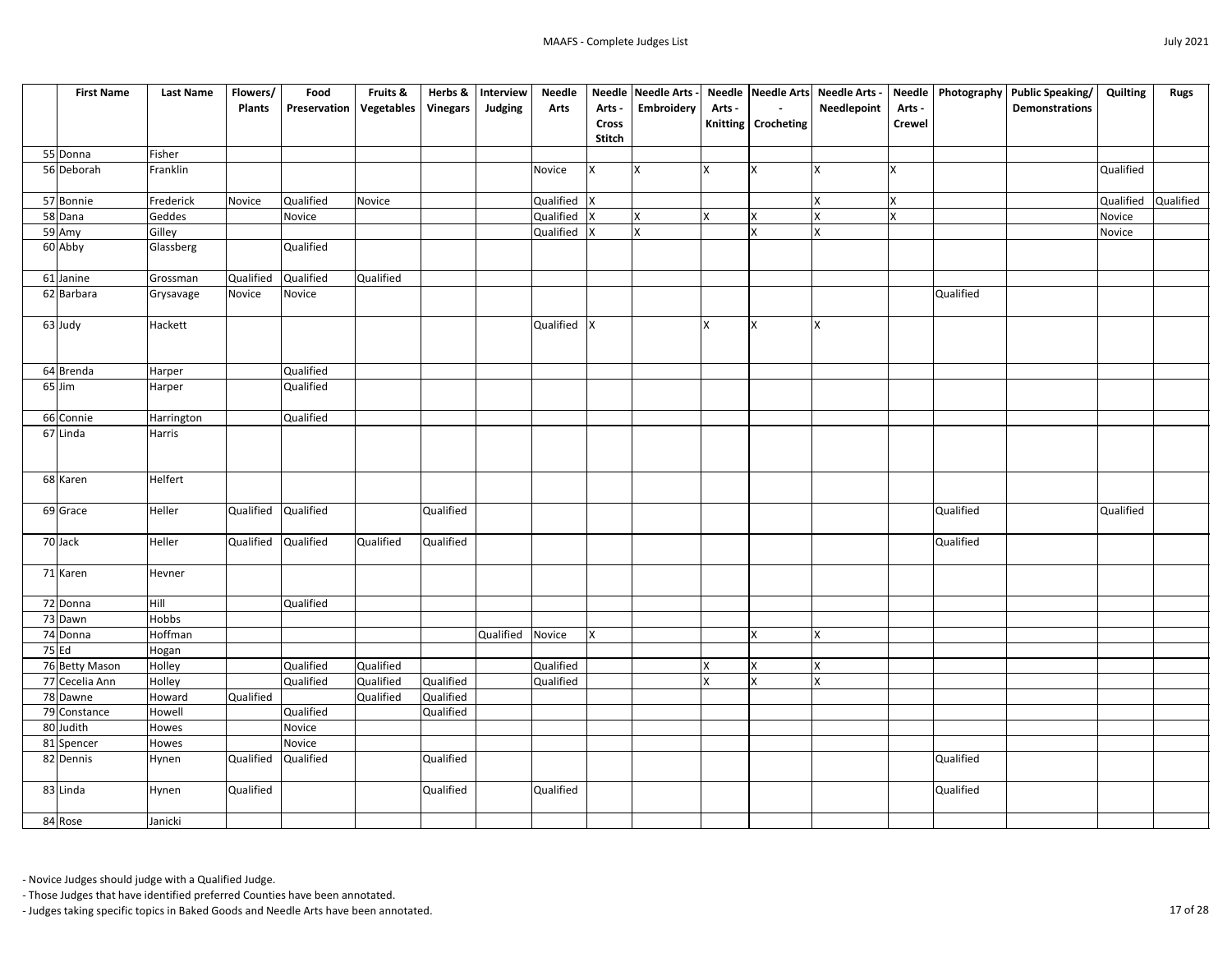| | First Name | Last Name | Flowers/ Plants | Food Preservation | Fruits & Vegetables | Herbs & Vinegars | Interview Judging | Needle Arts | Needle Arts - Cross Stitch | Needle Arts - Embroidery | Needle Arts - Knitting | Needle Arts - Crocheting | Needle Arts - Needlepoint | Needle Arts - Crewel | Photography | Public Speaking/ Demonstrations | Quilting | Rugs |
|---|---|---|---|---|---|---|---|---|---|---|---|---|---|---|---|---|---|---|
| 55 | Donna | Fisher | | | | | | | | | | | | | | | | |
| 56 | Deborah | Franklin | | | | | | Novice | X | X | X | X | X | X | | | Qualified | |
| 57 | Bonnie | Frederick | Novice | Qualified | Novice | | | Qualified | X | | | | X | X | | | Qualified | Qualified |
| 58 | Dana | Geddes | | Novice | | | | Qualified | X | X | X | X | X | X | | | Novice | |
| 59 | Amy | Gilley | | | | | | Qualified | X | X | | X | X | | | | Novice | |
| 60 | Abby | Glassberg | | Qualified | | | | | | | | | | | | | | |
| 61 | Janine | Grossman | Qualified | Qualified | Qualified | | | | | | | | | | | | | |
| 62 | Barbara | Grysavage | Novice | Novice | | | | | | | | | | | Qualified | | | |
| 63 | Judy | Hackett | | | | | | Qualified | X | | X | X | X | | | | | |
| 64 | Brenda | Harper | | Qualified | | | | | | | | | | | | | | |
| 65 | Jim | Harper | | Qualified | | | | | | | | | | | | | | |
| 66 | Connie | Harrington | | Qualified | | | | | | | | | | | | | | |
| 67 | Linda | Harris | | | | | | | | | | | | | | | | |
| 68 | Karen | Helfert | | | | | | | | | | | | | | | | |
| 69 | Grace | Heller | Qualified | Qualified | | Qualified | | | | | | | | | Qualified | | Qualified | |
| 70 | Jack | Heller | Qualified | Qualified | Qualified | Qualified | | | | | | | | | Qualified | | | |
| 71 | Karen | Hevner | | | | | | | | | | | | | | | | |
| 72 | Donna | Hill | | Qualified | | | | | | | | | | | | | | |
| 73 | Dawn | Hobbs | | | | | | | | | | | | | | | | |
| 74 | Donna | Hoffman | | | | | Qualified | Novice | X | | | X | X | | | | | |
| 75 | Ed | Hogan | | | | | | | | | | | | | | | | |
| 76 | Betty Mason | Holley | | Qualified | Qualified | | | Qualified | | | X | X | X | | | | | |
| 77 | Cecelia Ann | Holley | | Qualified | Qualified | Qualified | | Qualified | | | X | X | X | | | | | |
| 78 | Dawne | Howard | Qualified | | Qualified | Qualified | | | | | | | | | | | | |
| 79 | Constance | Howell | | Qualified | | Qualified | | | | | | | | | | | | |
| 80 | Judith | Howes | | Novice | | | | | | | | | | | | | | |
| 81 | Spencer | Howes | | Novice | | | | | | | | | | | | | | |
| 82 | Dennis | Hynen | Qualified | Qualified | | Qualified | | | | | | | | | Qualified | | | |
| 83 | Linda | Hynen | Qualified | | | Qualified | | Qualified | | | | | | | Qualified | | | |
| 84 | Rose | Janicki | | | | | | | | | | | | | | | | |

- Novice Judges should judge with a Qualified Judge.
- Those Judges that have identified preferred Counties have been annotated.
- Judges taking specific topics in Baked Goods and Needle Arts have been annotated.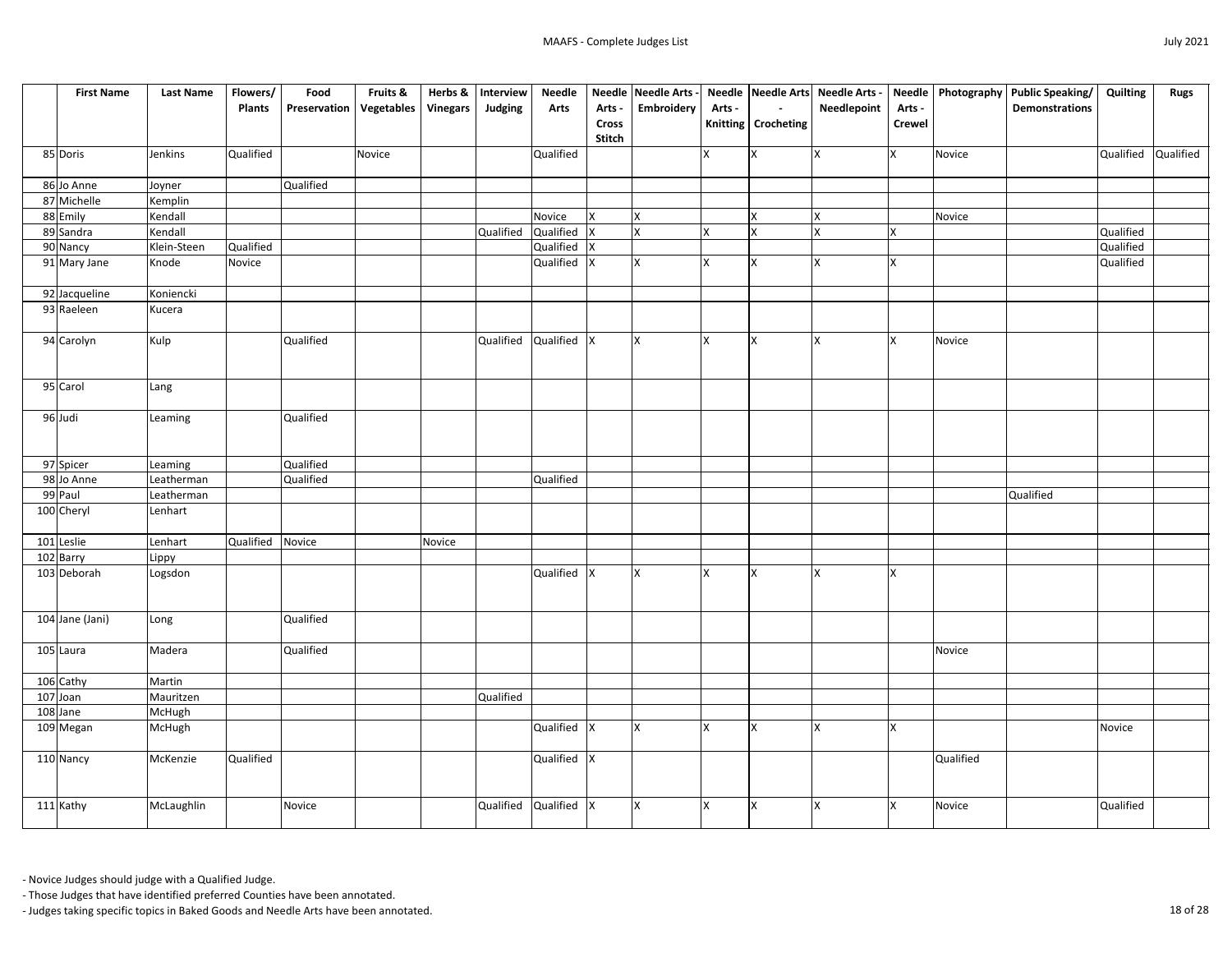| | First Name | Last Name | Flowers/ Plants | Food Preservation | Fruits & Vegetables | Herbs & Vinegars | Interview Judging | Needle Arts | Needle Arts - Cross Stitch | Needle Arts - Embroidery | Needle Arts - Knitting | Needle Arts - Crocheting | Needle Arts - Needlepoint | Needle Arts - Crewel | Photography | Public Speaking/ Demonstrations | Quilting | Rugs |
|---|---|---|---|---|---|---|---|---|---|---|---|---|---|---|---|---|---|---|
| 85 | Doris | Jenkins | Qualified | | Novice | | | Qualified | | | X | X | X | X | Novice | | Qualified | Qualified |
| 86 | Jo Anne | Joyner | | Qualified | | | | | | | | | | | | | | |
| 87 | Michelle | Kemplin | | | | | | | | | | | | | | | | |
| 88 | Emily | Kendall | | | | | | Novice | X | X | | X | X | | Novice | | | |
| 89 | Sandra | Kendall | | | | | Qualified | Qualified | X | X | X | X | X | X | | | Qualified | |
| 90 | Nancy | Klein-Steen | Qualified | | | | | Qualified | X | | | | | | | | Qualified | |
| 91 | Mary Jane | Knode | Novice | | | | | Qualified | X | X | X | X | X | X | | | Qualified | |
| 92 | Jacqueline | Koniencki | | | | | | | | | | | | | | | | |
| 93 | Raeleen | Kucera | | | | | | | | | | | | | | | | |
| 94 | Carolyn | Kulp | | Qualified | | | Qualified | Qualified | X | X | X | X | X | X | Novice | | | |
| 95 | Carol | Lang | | | | | | | | | | | | | | | | |
| 96 | Judi | Leaming | | Qualified | | | | | | | | | | | | | | |
| 97 | Spicer | Leaming | | Qualified | | | | | | | | | | | | | | |
| 98 | Jo Anne | Leatherman | | Qualified | | | | Qualified | | | | | | | | | | |
| 99 | Paul | Leatherman | | | | | | | | | | | | | | Qualified | | |
| 100 | Cheryl | Lenhart | | | | | | | | | | | | | | | | |
| 101 | Leslie | Lenhart | Qualified | Novice | | Novice | | | | | | | | | | | | |
| 102 | Barry | Lippy | | | | | | | | | | | | | | | | |
| 103 | Deborah | Logsdon | | | | | | Qualified | X | X | X | X | X | X | | | | |
| 104 | Jane (Jani) | Long | | Qualified | | | | | | | | | | | | | | |
| 105 | Laura | Madera | | Qualified | | | | | | | | | | | Novice | | | |
| 106 | Cathy | Martin | | | | | | | | | | | | | | | | |
| 107 | Joan | Mauritzen | | | | | Qualified | | | | | | | | | | | |
| 108 | Jane | McHugh | | | | | | | | | | | | | | | | |
| 109 | Megan | McHugh | | | | | | Qualified | X | X | X | X | X | X | | | Novice | |
| 110 | Nancy | McKenzie | Qualified | | | | | Qualified | X | | | | | | Qualified | | | |
| 111 | Kathy | McLaughlin | | Novice | | | Qualified | Qualified | X | X | X | X | X | X | Novice | | Qualified | |

- Novice Judges should judge with a Qualified Judge.
- Those Judges that have identified preferred Counties have been annotated.
- Judges taking specific topics in Baked Goods and Needle Arts have been annotated.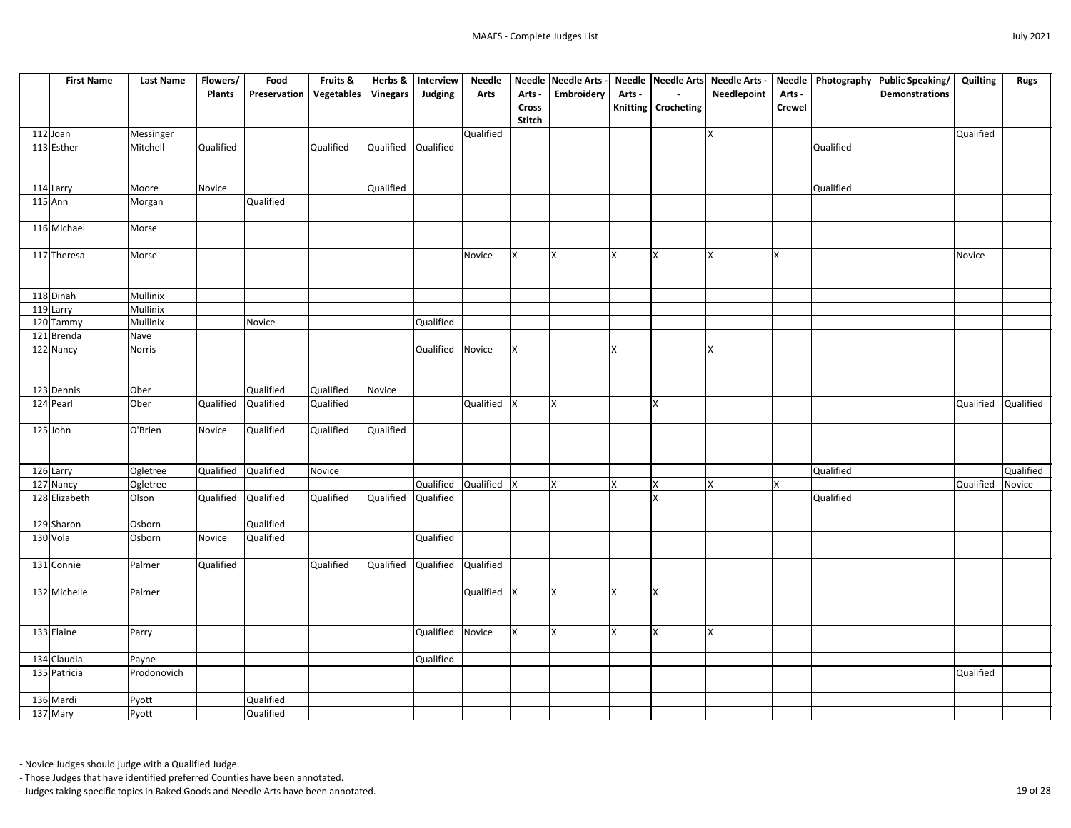| | First Name | Last Name | Flowers/ Plants | Food Preservation | Fruits & Vegetables | Herbs & Vinegars | Interview Judging | Needle Arts | Needle Arts - Cross Stitch | Needle Arts - Embroidery | Needle Arts - Knitting | Needle Arts - Crocheting | Needle Arts - Needlepoint | Needle Arts - Crewel | Photography | Public Speaking/ Demonstrations | Quilting | Rugs |
|---|---|---|---|---|---|---|---|---|---|---|---|---|---|---|---|---|---|---|
| 112 | Joan | Messinger | | | | | | Qualified | | | | | X | | | | Qualified | |
| 113 | Esther | Mitchell | Qualified | | Qualified | Qualified | Qualified | | | | | | | | Qualified | | | |
| 114 | Larry | Moore | Novice | | | Qualified | | | | | | | | | Qualified | | | |
| 115 | Ann | Morgan | | Qualified | | | | | | | | | | | | | | |
| 116 | Michael | Morse | | | | | | | | | | | | | | | | |
| 117 | Theresa | Morse | | | | | | Novice | X | X | X | X | X | X | | | Novice | |
| 118 | Dinah | Mullinix | | | | | | | | | | | | | | | | |
| 119 | Larry | Mullinix | | | | | | | | | | | | | | | | |
| 120 | Tammy | Mullinix | | Novice | | | Qualified | | | | | | | | | | | |
| 121 | Brenda | Nave | | | | | | | | | | | | | | | | |
| 122 | Nancy | Norris | | | | | Qualified | Novice | X | | X | | X | | | | | |
| 123 | Dennis | Ober | | Qualified | Qualified | Novice | | | | | | | | | | | | |
| 124 | Pearl | Ober | Qualified | Qualified | Qualified | | | Qualified | X | X | | X | | | | | Qualified | Qualified |
| 125 | John | O'Brien | Novice | Qualified | Qualified | Qualified | | | | | | | | | | | | |
| 126 | Larry | Ogletree | Qualified | Qualified | Novice | | | | | | | | | | Qualified | | | Qualified |
| 127 | Nancy | Ogletree | | | | | Qualified | Qualified | X | X | X | X | X | X | | | Qualified | Novice |
| 128 | Elizabeth | Olson | Qualified | Qualified | Qualified | Qualified | Qualified | | | | | X | | | Qualified | | | |
| 129 | Sharon | Osborn | | Qualified | | | | | | | | | | | | | | |
| 130 | Vola | Osborn | Novice | Qualified | | | Qualified | | | | | | | | | | | |
| 131 | Connie | Palmer | Qualified | | Qualified | Qualified | Qualified | Qualified | | | | | | | | | | |
| 132 | Michelle | Palmer | | | | | | Qualified | X | X | X | X | | | | | | |
| 133 | Elaine | Parry | | | | | Qualified | Novice | X | X | X | X | X | | | | | |
| 134 | Claudia | Payne | | | | | Qualified | | | | | | | | | | | |
| 135 | Patricia | Prodonovich | | | | | | | | | | | | | | | Qualified | |
| 136 | Mardi | Pyott | | Qualified | | | | | | | | | | | | | | |
| 137 | Mary | Pyott | | Qualified | | | | | | | | | | | | | | |

- Novice Judges should judge with a Qualified Judge.
- Those Judges that have identified preferred Counties have been annotated.
- Judges taking specific topics in Baked Goods and Needle Arts have been annotated.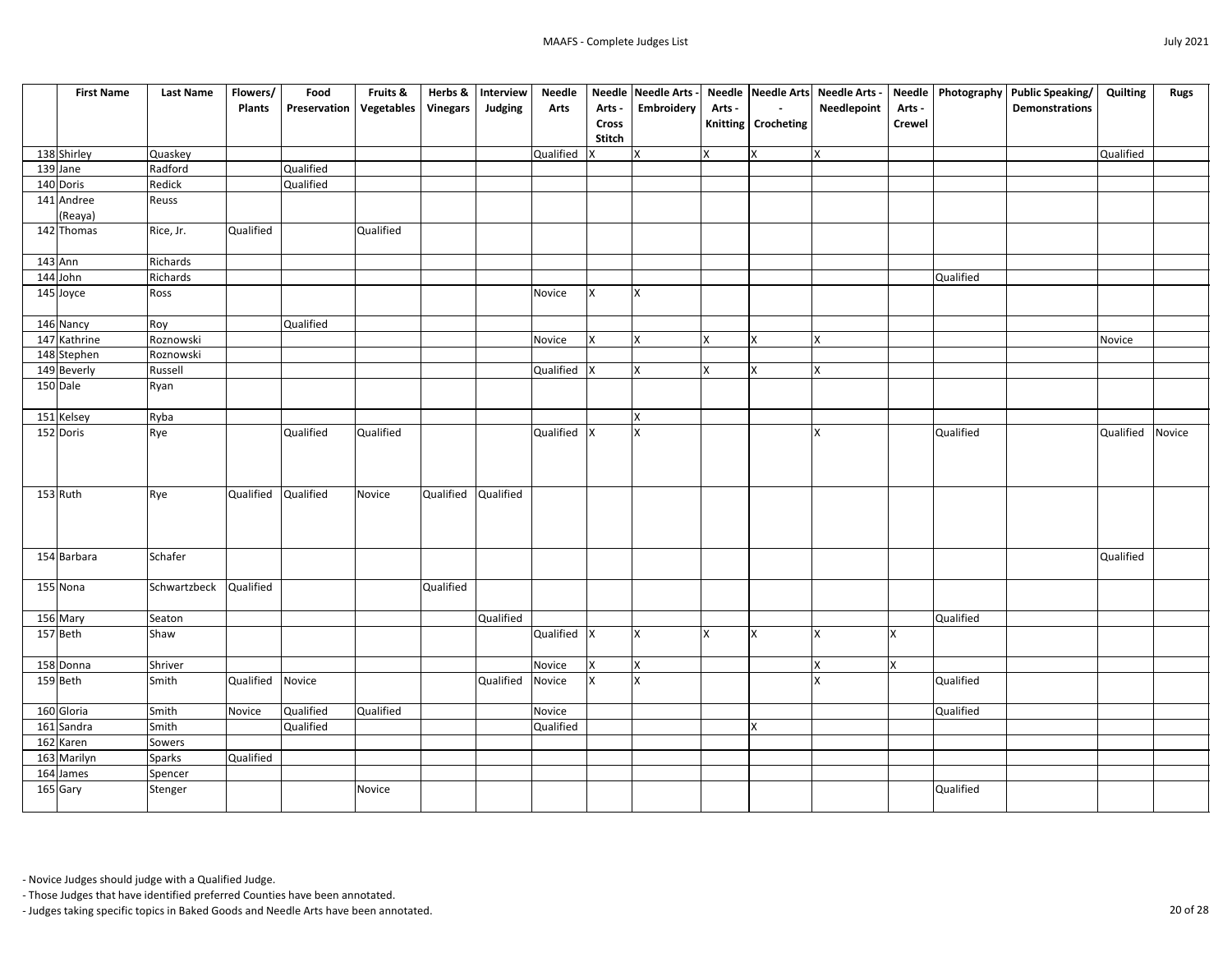| | First Name | Last Name | Flowers/ Plants | Food Preservation | Fruits & Vegetables | Herbs & Vinegars | Interview Judging | Needle Arts | Needle Arts - Cross Stitch | Needle Arts - Embroidery | Needle Arts - Knitting | Needle Arts - Crocheting | Needle Arts - Needlepoint | Needle Arts - Crewel | Photography | Public Speaking/ Demonstrations | Quilting | Rugs |
|---|---|---|---|---|---|---|---|---|---|---|---|---|---|---|---|---|---|---|
| 138 | Shirley | Quaskey | | | | | | Qualified | X | X | X | X | X | | | | Qualified | |
| 139 | Jane | Radford | | Qualified | | | | | | | | | | | | | | |
| 140 | Doris | Redick | | Qualified | | | | | | | | | | | | | | |
| 141 | Andree (Reaya) | Reuss | | | | | | | | | | | | | | | | |
| 142 | Thomas | Rice, Jr. | Qualified | | Qualified | | | | | | | | | | | | | |
| 143 | Ann | Richards | | | | | | | | | | | | | | | | |
| 144 | John | Richards | | | | | | | | | | | | | Qualified | | | |
| 145 | Joyce | Ross | | | | | | Novice | X | X | | | | | | | | |
| 146 | Nancy | Roy | | Qualified | | | | | | | | | | | | | | |
| 147 | Kathrine | Roznowski | | | | | | Novice | X | X | X | X | X | | | | Novice | |
| 148 | Stephen | Roznowski | | | | | | | | | | | | | | | | |
| 149 | Beverly | Russell | | | | | | Qualified | X | X | X | X | X | | | | | |
| 150 | Dale | Ryan | | | | | | | | | | | | | | | | |
| 151 | Kelsey | Ryba | | | | | | | | X | | | | | | | | |
| 152 | Doris | Rye | | Qualified | Qualified | | | Qualified | X | X | | | X | | Qualified | | Qualified | Novice |
| 153 | Ruth | Rye | Qualified | Qualified | Novice | Qualified | Qualified | | | | | | | | | | | |
| 154 | Barbara | Schafer | | | | | | | | | | | | | | | Qualified | |
| 155 | Nona | Schwartzbeck | Qualified | | | Qualified | | | | | | | | | | | | |
| 156 | Mary | Seaton | | | | | Qualified | | | | | | | | Qualified | | | |
| 157 | Beth | Shaw | | | | | | Qualified | X | X | X | X | X | X | | | | |
| 158 | Donna | Shriver | | | | | | Novice | X | X | | | X | X | | | | |
| 159 | Beth | Smith | Qualified | Novice | | | Qualified | Novice | X | X | | | X | | Qualified | | | |
| 160 | Gloria | Smith | Novice | Qualified | Qualified | | | Novice | | | | | | | Qualified | | | |
| 161 | Sandra | Smith | | Qualified | | | | Qualified | | | | X | | | | | | |
| 162 | Karen | Sowers | | | | | | | | | | | | | | | | |
| 163 | Marilyn | Sparks | Qualified | | | | | | | | | | | | | | | |
| 164 | James | Spencer | | | | | | | | | | | | | | | | |
| 165 | Gary | Stenger | | | Novice | | | | | | | | | | Qualified | | | |

- Novice Judges should judge with a Qualified Judge.
- Those Judges that have identified preferred Counties have been annotated.
- Judges taking specific topics in Baked Goods and Needle Arts have been annotated.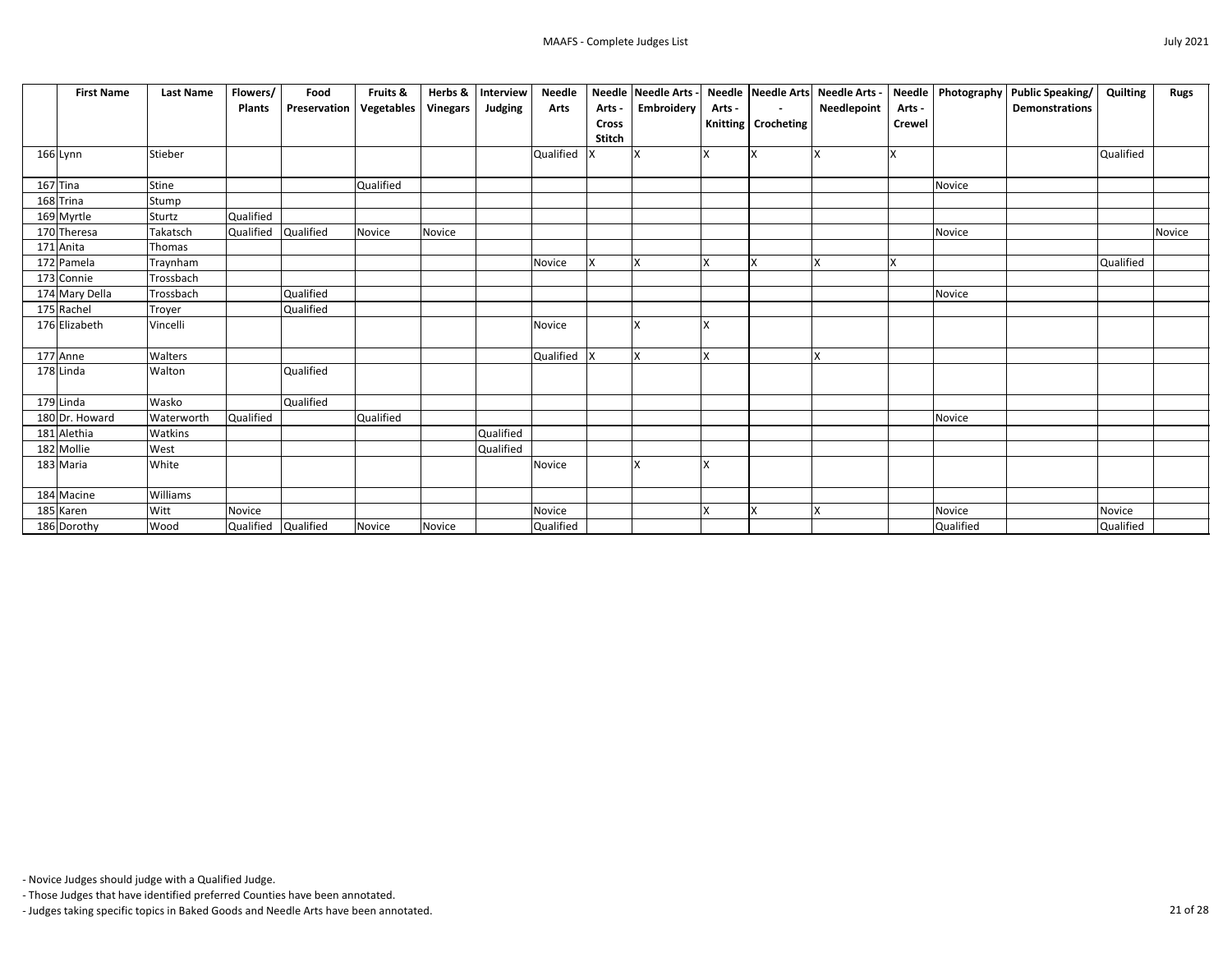| | First Name | Last Name | Flowers/ Plants | Food Preservation | Fruits & Vegetables | Herbs & Vinegars | Interview Judging | Needle Arts | Needle Arts - Cross Stitch | Needle Arts - Embroidery | Needle Arts - Knitting | Needle Arts - Crocheting | Needle Arts - Needlepoint | Needle Arts - Crewel | Photography | Public Speaking/ Demonstrations | Quilting | Rugs |
|---|---|---|---|---|---|---|---|---|---|---|---|---|---|---|---|---|---|---|
| 166 | Lynn | Stieber | | | | | | Qualified | X | X | X | X | X | X | | | Qualified | |
| 167 | Tina | Stine | | | Qualified | | | | | | | | | | Novice | | | |
| 168 | Trina | Stump | | | | | | | | | | | | | | | | |
| 169 | Myrtle | Sturtz | Qualified | | | | | | | | | | | | | | | |
| 170 | Theresa | Takatsch | Qualified | Qualified | Novice | Novice | | | | | | | | | Novice | | | Novice |
| 171 | Anita | Thomas | | | | | | | | | | | | | | | | |
| 172 | Pamela | Traynham | | | | | | Novice | X | X | X | X | X | X | | | Qualified | |
| 173 | Connie | Trossbach | | | | | | | | | | | | | | | | |
| 174 | Mary Della | Trossbach | | Qualified | | | | | | | | | | | Novice | | | |
| 175 | Rachel | Troyer | | Qualified | | | | | | | | | | | | | | |
| 176 | Elizabeth | Vincelli | | | | | | Novice | | X | X | | | | | | | |
| 177 | Anne | Walters | | | | | | Qualified | X | X | X | | X | | | | | |
| 178 | Linda | Walton | | Qualified | | | | | | | | | | | | | | |
| 179 | Linda | Wasko | | Qualified | | | | | | | | | | | | | | |
| 180 | Dr. Howard | Waterworth | Qualified | | Qualified | | | | | | | | | | Novice | | | |
| 181 | Alethia | Watkins | | | | | Qualified | | | | | | | | | | | |
| 182 | Mollie | West | | | | | Qualified | | | | | | | | | | | |
| 183 | Maria | White | | | | | | Novice | | X | X | | | | | | | |
| 184 | Macine | Williams | | | | | | | | | | | | | | | | |
| 185 | Karen | Witt | Novice | | | | | Novice | | | X | X | X | | Novice | | Novice | |
| 186 | Dorothy | Wood | Qualified | Qualified | Novice | Novice | | Qualified | | | | | | | Qualified | | Qualified | |

- Novice Judges should judge with a Qualified Judge.
- Those Judges that have identified preferred Counties have been annotated.
- Judges taking specific topics in Baked Goods and Needle Arts have been annotated.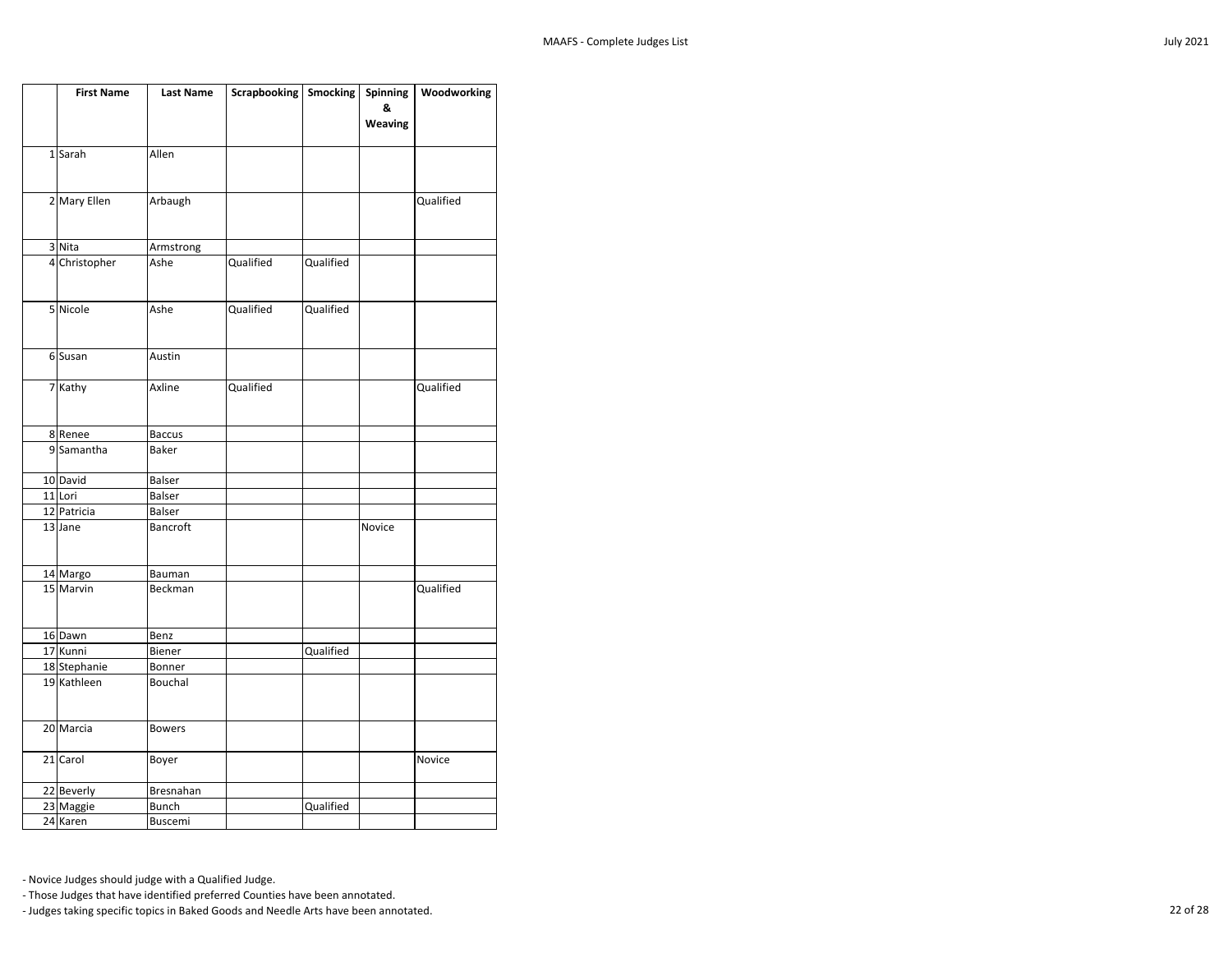| | First Name | Last Name | Scrapbooking | Smocking | Spinning & Weaving | Woodworking |
|---|---|---|---|---|---|---|
| 1 | Sarah | Allen | | | | |
| 2 | Mary Ellen | Arbaugh | | | | Qualified |
| 3 | Nita | Armstrong | | | | |
| 4 | Christopher | Ashe | Qualified | Qualified | | |
| 5 | Nicole | Ashe | Qualified | Qualified | | |
| 6 | Susan | Austin | | | | |
| 7 | Kathy | Axline | Qualified | | | Qualified |
| 8 | Renee | Baccus | | | | |
| 9 | Samantha | Baker | | | | |
| 10 | David | Balser | | | | |
| 11 | Lori | Balser | | | | |
| 12 | Patricia | Balser | | | | |
| 13 | Jane | Bancroft | | | Novice | |
| 14 | Margo | Bauman | | | | |
| 15 | Marvin | Beckman | | | | Qualified |
| 16 | Dawn | Benz | | | | |
| 17 | Kunni | Biener | | Qualified | | |
| 18 | Stephanie | Bonner | | | | |
| 19 | Kathleen | Bouchal | | | | |
| 20 | Marcia | Bowers | | | | |
| 21 | Carol | Boyer | | | | Novice |
| 22 | Beverly | Bresnahan | | | | |
| 23 | Maggie | Bunch | | Qualified | | |
| 24 | Karen | Buscemi | | | | |

- Novice Judges should judge with a Qualified Judge.
- Those Judges that have identified preferred Counties have been annotated.
- Judges taking specific topics in Baked Goods and Needle Arts have been annotated.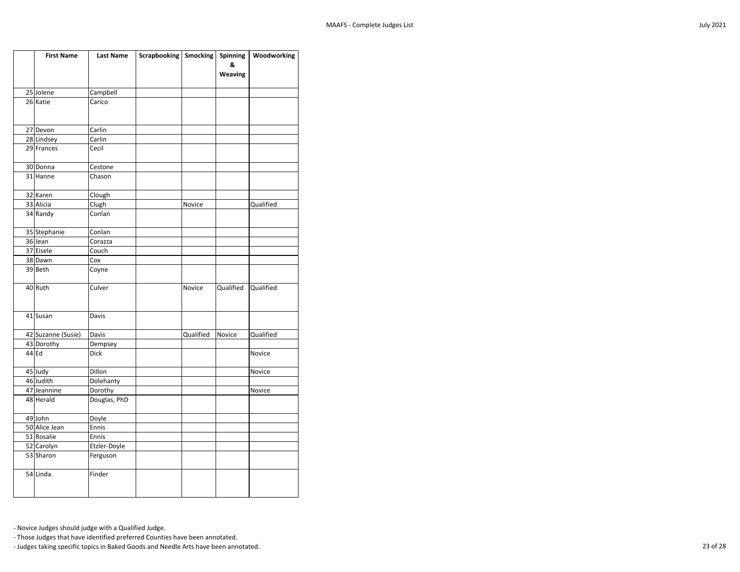| | First Name | Last Name | Scrapbooking | Smocking | Spinning & Weaving | Woodworking |
|---|---|---|---|---|---|---|
| 25 | Jolene | Campbell | | | | |
| 26 | Katie | Carico | | | | |
| 27 | Devon | Carlin | | | | |
| 28 | Lindsey | Carlin | | | | |
| 29 | Frances | Cecil | | | | |
| 30 | Donna | Cestone | | | | |
| 31 | Hanne | Chason | | | | |
| 32 | Karen | Clough | | | | |
| 33 | Alicia | Clugh | | Novice | | Qualified |
| 34 | Randy | Conlan | | | | |
| 35 | Stephanie | Conlan | | | | |
| 36 | Jean | Corazza | | | | |
| 37 | Eisele | Couch | | | | |
| 38 | Dawn | Cox | | | | |
| 39 | Beth | Coyne | | | | |
| 40 | Ruth | Culver | | Novice | Qualified | Qualified |
| 41 | Susan | Davis | | | | |
| 42 | Suzanne (Susie) | Davis | | Qualified | Novice | Qualified |
| 43 | Dorothy | Dempsey | | | | |
| 44 | Ed | Dick | | | | Novice |
| 45 | Judy | Dillon | | | | Novice |
| 46 | Judith | Dolehanty | | | | |
| 47 | Jeannine | Dorothy | | | | Novice |
| 48 | Herald | Douglas, PhD | | | | |
| 49 | John | Doyle | | | | |
| 50 | Alice Jean | Ennis | | | | |
| 51 | Rosalie | Ennis | | | | |
| 52 | Carolyn | Etzler-Doyle | | | | |
| 53 | Sharon | Ferguson | | | | |
| 54 | Linda | Finder | | | | |

- Novice Judges should judge with a Qualified Judge.
- Those Judges that have identified preferred Counties have been annotated.
- Judges taking specific topics in Baked Goods and Needle Arts have been annotated.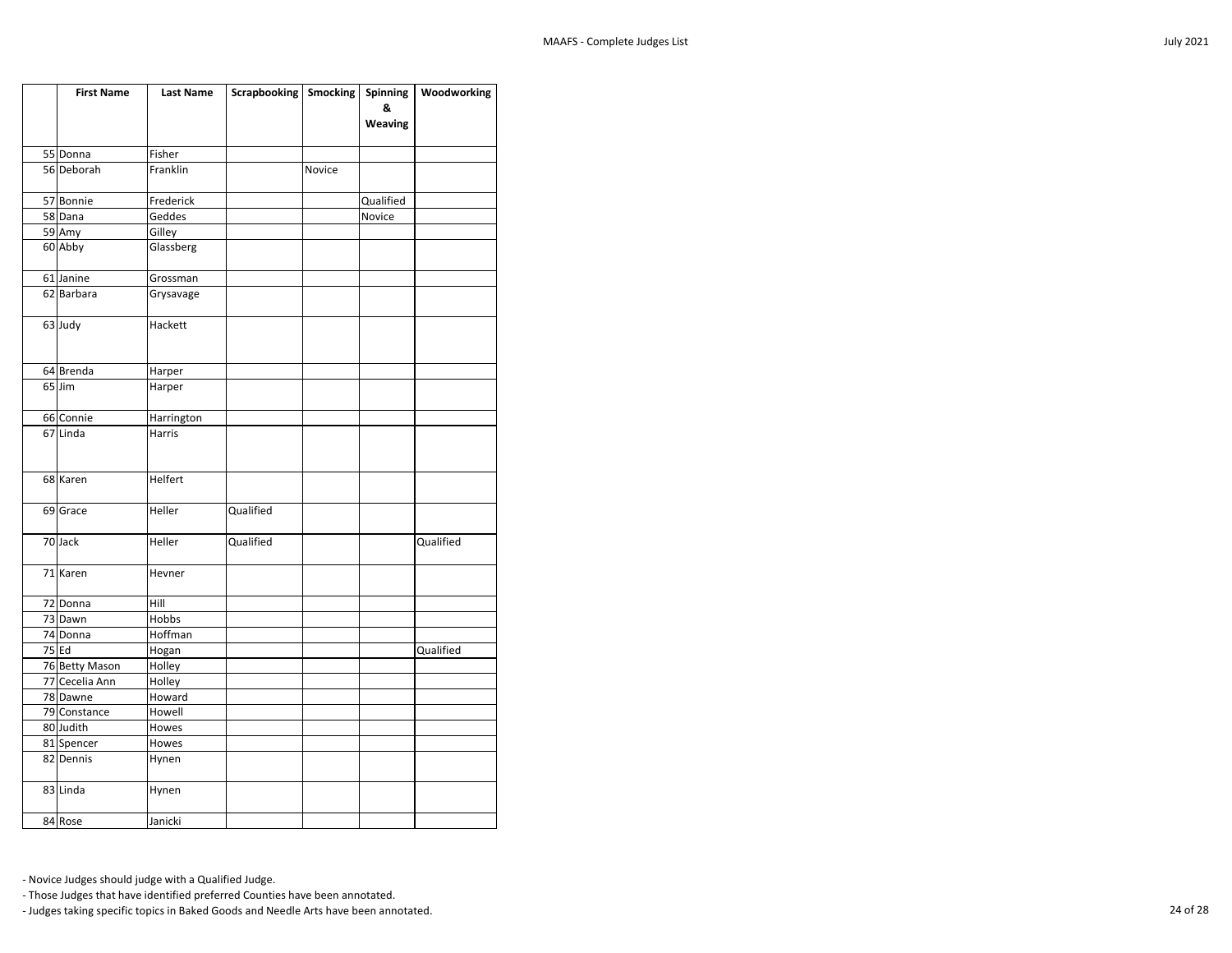| | First Name | Last Name | Scrapbooking | Smocking | Spinning & Weaving | Woodworking |
|---|---|---|---|---|---|---|
| 55 | Donna | Fisher | | | | |
| 56 | Deborah | Franklin | | Novice | | |
| 57 | Bonnie | Frederick | | | Qualified | |
| 58 | Dana | Geddes | | | Novice | |
| 59 | Amy | Gilley | | | | |
| 60 | Abby | Glassberg | | | | |
| 61 | Janine | Grossman | | | | |
| 62 | Barbara | Grysavage | | | | |
| 63 | Judy | Hackett | | | | |
| 64 | Brenda | Harper | | | | |
| 65 | Jim | Harper | | | | |
| 66 | Connie | Harrington | | | | |
| 67 | Linda | Harris | | | | |
| 68 | Karen | Helfert | | | | |
| 69 | Grace | Heller | Qualified | | | |
| 70 | Jack | Heller | Qualified | | | Qualified |
| 71 | Karen | Hevner | | | | |
| 72 | Donna | Hill | | | | |
| 73 | Dawn | Hobbs | | | | |
| 74 | Donna | Hoffman | | | | |
| 75 | Ed | Hogan | | | | Qualified |
| 76 | Betty Mason | Holley | | | | |
| 77 | Cecelia Ann | Holley | | | | |
| 78 | Dawne | Howard | | | | |
| 79 | Constance | Howell | | | | |
| 80 | Judith | Howes | | | | |
| 81 | Spencer | Howes | | | | |
| 82 | Dennis | Hynen | | | | |
| 83 | Linda | Hynen | | | | |
| 84 | Rose | Janicki | | | | |

- Novice Judges should judge with a Qualified Judge.
- Those Judges that have identified preferred Counties have been annotated.
- Judges taking specific topics in Baked Goods and Needle Arts have been annotated.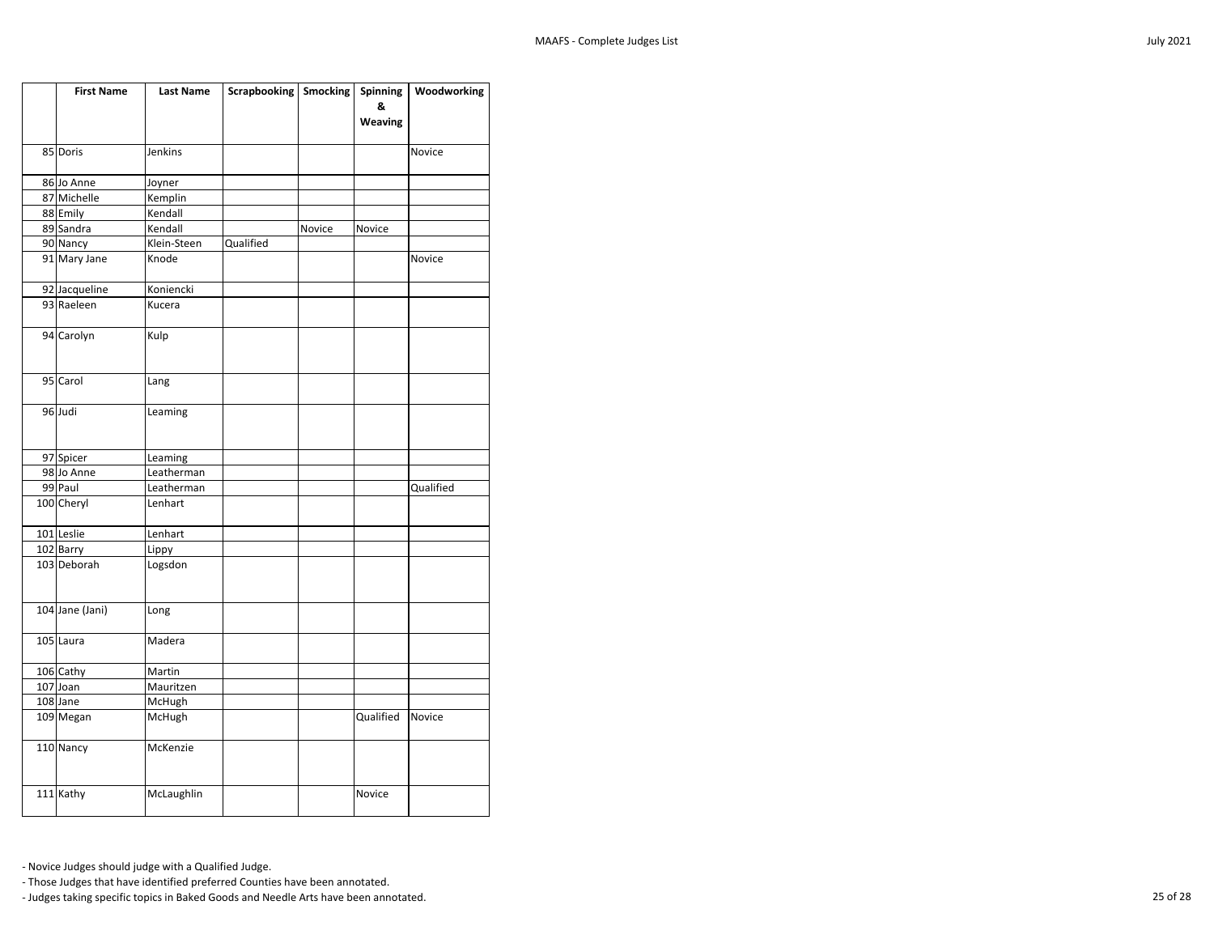|  | First Name | Last Name | Scrapbooking | Smocking | Spinning & Weaving | Woodworking |
|---|---|---|---|---|---|---|
| 85 | Doris | Jenkins |  |  |  | Novice |
| 86 | Jo Anne | Joyner |  |  |  |  |
| 87 | Michelle | Kemplin |  |  |  |  |
| 88 | Emily | Kendall |  |  |  |  |
| 89 | Sandra | Kendall |  | Novice | Novice |  |
| 90 | Nancy | Klein-Steen | Qualified |  |  |  |
| 91 | Mary Jane | Knode |  |  |  | Novice |
| 92 | Jacqueline | Koniencki |  |  |  |  |
| 93 | Raeleen | Kucera |  |  |  |  |
| 94 | Carolyn | Kulp |  |  |  |  |
| 95 | Carol | Lang |  |  |  |  |
| 96 | Judi | Leaming |  |  |  |  |
| 97 | Spicer | Leaming |  |  |  |  |
| 98 | Jo Anne | Leatherman |  |  |  |  |
| 99 | Paul | Leatherman |  |  |  | Qualified |
| 100 | Cheryl | Lenhart |  |  |  |  |
| 101 | Leslie | Lenhart |  |  |  |  |
| 102 | Barry | Lippy |  |  |  |  |
| 103 | Deborah | Logsdon |  |  |  |  |
| 104 | Jane (Jani) | Long |  |  |  |  |
| 105 | Laura | Madera |  |  |  |  |
| 106 | Cathy | Martin |  |  |  |  |
| 107 | Joan | Mauritzen |  |  |  |  |
| 108 | Jane | McHugh |  |  |  |  |
| 109 | Megan | McHugh |  |  | Qualified | Novice |
| 110 | Nancy | McKenzie |  |  |  |  |
| 111 | Kathy | McLaughlin |  |  | Novice |  |

- Novice Judges should judge with a Qualified Judge.
- Those Judges that have identified preferred Counties have been annotated.
- Judges taking specific topics in Baked Goods and Needle Arts have been annotated.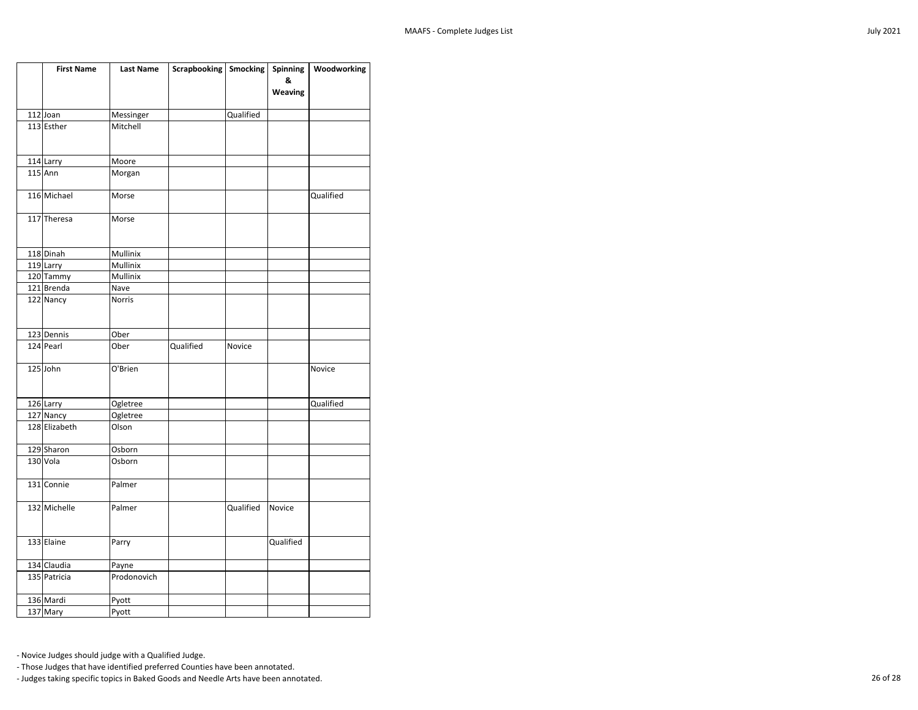| | First Name | Last Name | Scrapbooking | Smocking | Spinning & Weaving | Woodworking |
|---|---|---|---|---|---|---|
| 112 | Joan | Messinger | | Qualified | | |
| 113 | Esther | Mitchell | | | | |
| 114 | Larry | Moore | | | | |
| 115 | Ann | Morgan | | | | |
| 116 | Michael | Morse | | | | Qualified |
| 117 | Theresa | Morse | | | | |
| 118 | Dinah | Mullinix | | | | |
| 119 | Larry | Mullinix | | | | |
| 120 | Tammy | Mullinix | | | | |
| 121 | Brenda | Nave | | | | |
| 122 | Nancy | Norris | | | | |
| 123 | Dennis | Ober | | | | |
| 124 | Pearl | Ober | Qualified | Novice | | |
| 125 | John | O'Brien | | | | Novice |
| 126 | Larry | Ogletree | | | | Qualified |
| 127 | Nancy | Ogletree | | | | |
| 128 | Elizabeth | Olson | | | | |
| 129 | Sharon | Osborn | | | | |
| 130 | Vola | Osborn | | | | |
| 131 | Connie | Palmer | | | | |
| 132 | Michelle | Palmer | | Qualified | Novice | |
| 133 | Elaine | Parry | | | Qualified | |
| 134 | Claudia | Payne | | | | |
| 135 | Patricia | Prodonovich | | | | |
| 136 | Mardi | Pyott | | | | |
| 137 | Mary | Pyott | | | | |

- Novice Judges should judge with a Qualified Judge.
- Those Judges that have identified preferred Counties have been annotated.
- Judges taking specific topics in Baked Goods and Needle Arts have been annotated.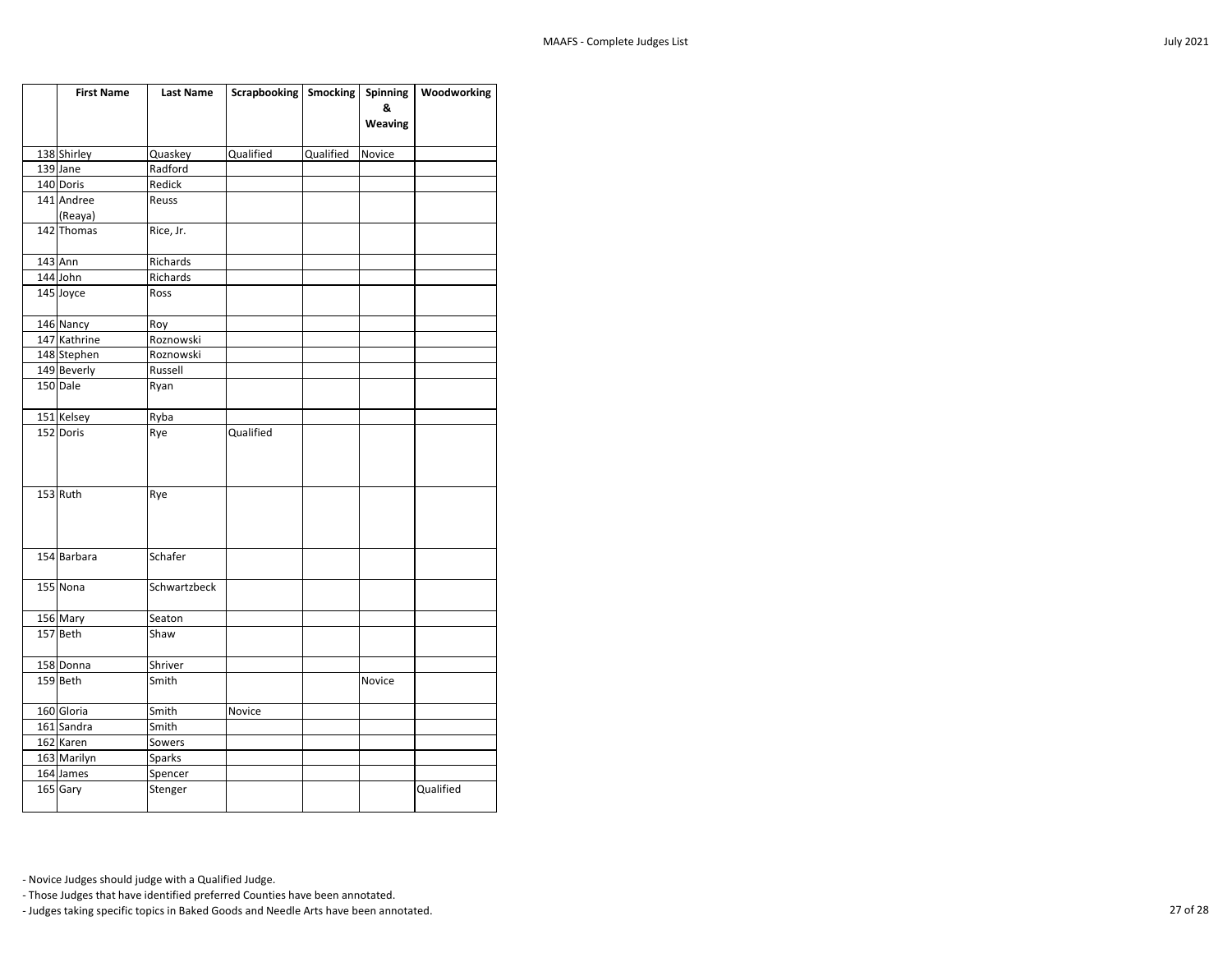| | First Name | Last Name | Scrapbooking | Smocking | Spinning & Weaving | Woodworking |
|---|---|---|---|---|---|---|
| 138 | Shirley | Quaskey | Qualified | Qualified | Novice | |
| 139 | Jane | Radford | | | | |
| 140 | Doris | Redick | | | | |
| 141 | Andree (Reaya) | Reuss | | | | |
| 142 | Thomas | Rice, Jr. | | | | |
| 143 | Ann | Richards | | | | |
| 144 | John | Richards | | | | |
| 145 | Joyce | Ross | | | | |
| 146 | Nancy | Roy | | | | |
| 147 | Kathrine | Roznowski | | | | |
| 148 | Stephen | Roznowski | | | | |
| 149 | Beverly | Russell | | | | |
| 150 | Dale | Ryan | | | | |
| 151 | Kelsey | Ryba | | | | |
| 152 | Doris | Rye | Qualified | | | |
| 153 | Ruth | Rye | | | | |
| 154 | Barbara | Schafer | | | | |
| 155 | Nona | Schwartzbeck | | | | |
| 156 | Mary | Seaton | | | | |
| 157 | Beth | Shaw | | | | |
| 158 | Donna | Shriver | | | | |
| 159 | Beth | Smith | | | Novice | |
| 160 | Gloria | Smith | Novice | | | |
| 161 | Sandra | Smith | | | | |
| 162 | Karen | Sowers | | | | |
| 163 | Marilyn | Sparks | | | | |
| 164 | James | Spencer | | | | |
| 165 | Gary | Stenger | | | | Qualified |

- Novice Judges should judge with a Qualified Judge.
- Those Judges that have identified preferred Counties have been annotated.
- Judges taking specific topics in Baked Goods and Needle Arts have been annotated.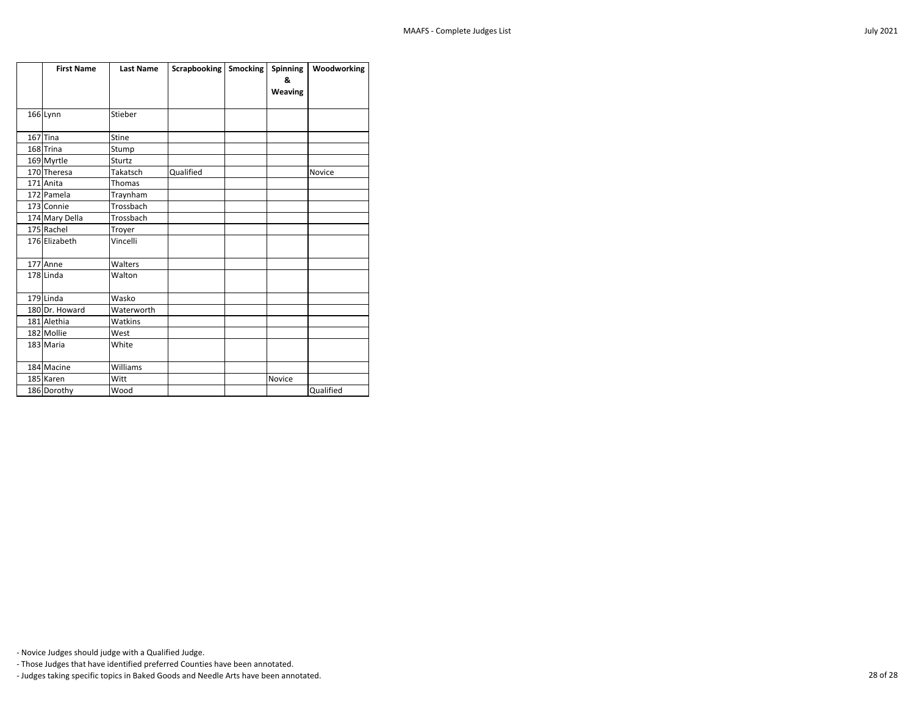| | First Name | Last Name | Scrapbooking | Smocking | Spinning & Weaving | Woodworking |
|---|---|---|---|---|---|---|
| 166 | Lynn | Stieber | | | | |
| 167 | Tina | Stine | | | | |
| 168 | Trina | Stump | | | | |
| 169 | Myrtle | Sturtz | | | | |
| 170 | Theresa | Takatsch | Qualified | | | Novice |
| 171 | Anita | Thomas | | | | |
| 172 | Pamela | Traynham | | | | |
| 173 | Connie | Trossbach | | | | |
| 174 | Mary Della | Trossbach | | | | |
| 175 | Rachel | Troyer | | | | |
| 176 | Elizabeth | Vincelli | | | | |
| 177 | Anne | Walters | | | | |
| 178 | Linda | Walton | | | | |
| 179 | Linda | Wasko | | | | |
| 180 | Dr. Howard | Waterworth | | | | |
| 181 | Alethia | Watkins | | | | |
| 182 | Mollie | West | | | | |
| 183 | Maria | White | | | | |
| 184 | Macine | Williams | | | | |
| 185 | Karen | Witt | | | Novice | |
| 186 | Dorothy | Wood | | | | Qualified |

- Novice Judges should judge with a Qualified Judge.
- Those Judges that have identified preferred Counties have been annotated.
- Judges taking specific topics in Baked Goods and Needle Arts have been annotated.